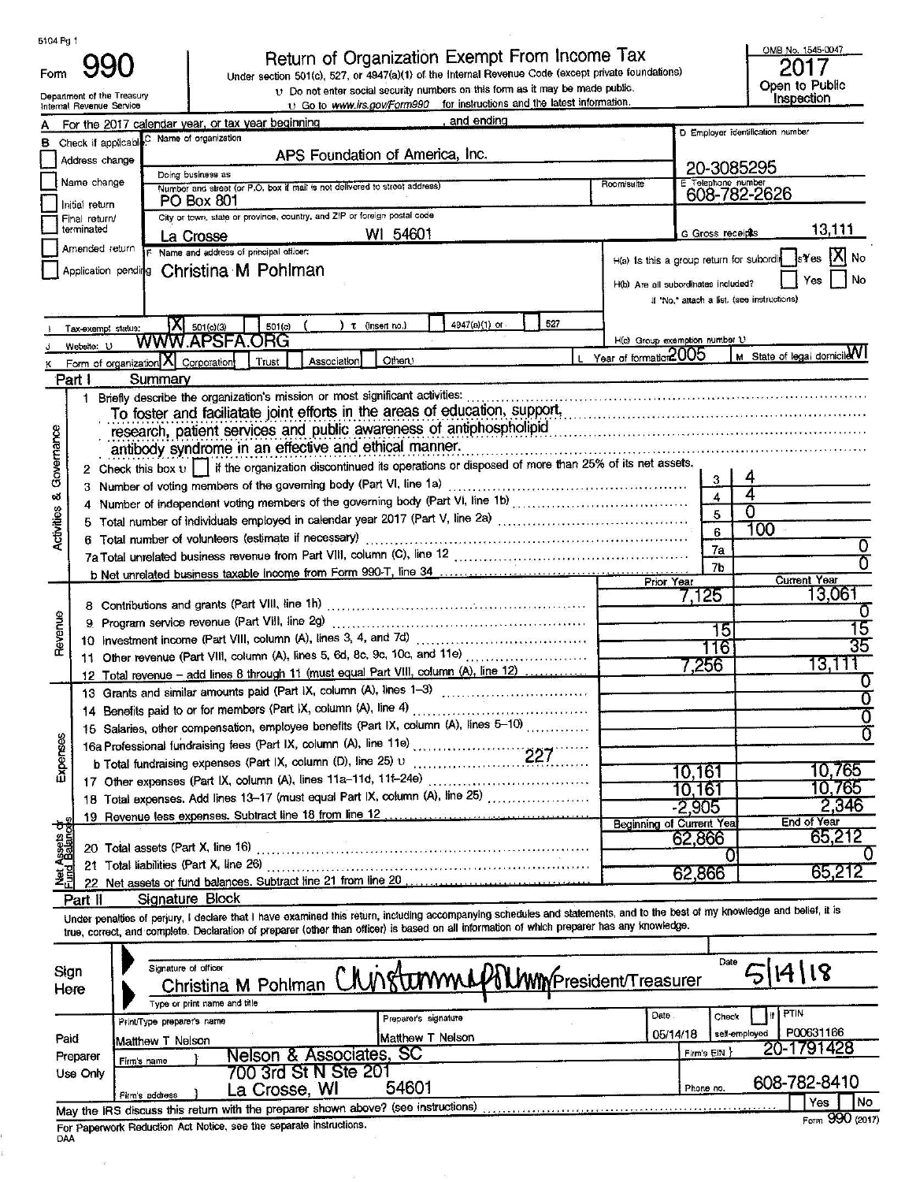5104 Pg 1

# Form 990

## Return of Organization Exempt From Income Tax

Under section 501(c), 527, or 4947(a)(1) of the Internal Revenue Code (except private foundations)

Do not enter social security numbers on this form as it may be made public.

Go to www.irs.gov/Form990 for instructions and the latest information.

Department of the Treasury
Internal Revenue Service

OMB No. 1545-0047

**2017**

Open to Public Inspection

A For the 2017 calendar year, or tax year beginning , and ending

B Check if applicable:
- [ ] Address change
- [ ] Name change
- [ ] Initial return
- [ ] Final return/terminated
- [ ] Amended return
- [ ] Application pending

C Name of organization: APS Foundation of America, Inc.

Doing business as

Number and street (or P.O. box if mail is not delivered to street address): PO Box 801 | Room/suite

City or town, state or province, country, and ZIP or foreign postal code: La Crosse WI 54601

D Employer identification number: 20-3085295

E Telephone number: 608-782-2626

G Gross receipts $ 13,111

F Name and address of principal officer: Christina M Pohlman

H(a) Is this a group return for subordinates? [ ] Yes [X] No

H(b) Are all subordinates included? [ ] Yes [ ] No
If "No," attach a list. (see instructions)

I Tax-exempt status: [X] 501(c)(3) [ ] 501(c) ( ) (insert no.) [ ] 4947(a)(1) or [ ] 527

J Website: WWW.APSFA.ORG

H(c) Group exemption number

K Form of organization: [X] Corporation [ ] Trust [ ] Association [ ] Other

L Year of formation: 2005

M State of legal domicile: WI

## Part I Summary

**Activities & Governance**

1 Briefly describe the organization's mission or most significant activities:
To foster and faciliatate joint efforts in the areas of education, support, research, patient services and public awareness of antiphospholipid antibody syndrome in an effective and ethical manner.

2 Check this box [ ] if the organization discontinued its operations or disposed of more than 25% of its net assets.

| | | Line | |
|---|---|---|---|
| 3 | Number of voting members of the governing body (Part VI, line 1a) | 3 | 4 |
| 4 | Number of independent voting members of the governing body (Part VI, line 1b) | 4 | 4 |
| 5 | Total number of individuals employed in calendar year 2017 (Part V, line 2a) | 5 | 0 |
| 6 | Total number of volunteers (estimate if necessary) | 6 | 100 |
| 7a | Total unrelated business revenue from Part VIII, column (C), line 12 | 7a | 0 |
| b | Net unrelated business taxable income from Form 990-T, line 34 | 7b | 0 |

| | | Prior Year | Current Year |
|---|---|---|---|
| **Revenue** | | | |
| 8 | Contributions and grants (Part VIII, line 1h) | 7,125 | 13,061 |
| 9 | Program service revenue (Part VIII, line 2g) | | 0 |
| 10 | Investment income (Part VIII, column (A), lines 3, 4, and 7d) | 15 | 15 |
| 11 | Other revenue (Part VIII, column (A), lines 5, 6d, 8c, 9c, 10c, and 11e) | 116 | 35 |
| 12 | Total revenue – add lines 8 through 11 (must equal Part VIII, column (A), line 12) | 7,256 | 13,111 |
| **Expenses** | | | |
| 13 | Grants and similar amounts paid (Part IX, column (A), lines 1–3) | | 0 |
| 14 | Benefits paid to or for members (Part IX, column (A), line 4) | | 0 |
| 15 | Salaries, other compensation, employee benefits (Part IX, column (A), lines 5–10) | | 0 |
| 16a | Professional fundraising fees (Part IX, column (A), line 11e) | | 0 |
| b | Total fundraising expenses (Part IX, column (D), line 25) 227 | | |
| 17 | Other expenses (Part IX, column (A), lines 11a–11d, 11f–24e) | 10,161 | 10,765 |
| 18 | Total expenses. Add lines 13–17 (must equal Part IX, column (A), line 25) | 10,161 | 10,765 |
| 19 | Revenue less expenses. Subtract line 18 from line 12 | -2,905 | 2,346 |

| **Net Assets or Fund Balances** | | Beginning of Current Year | End of Year |
|---|---|---|---|
| 20 | Total assets (Part X, line 16) | 62,866 | 65,212 |
| 21 | Total liabilities (Part X, line 26) | 0 | 0 |
| 22 | Net assets or fund balances. Subtract line 21 from line 20 | 62,866 | 65,212 |

## Part II Signature Block

Under penalties of perjury, I declare that I have examined this return, including accompanying schedules and statements, and to the best of my knowledge and belief, it is true, correct, and complete. Declaration of preparer (other than officer) is based on all information of which preparer has any knowledge.

**Sign Here**

Signature of officer: Christina M Pohlman [signature] President/Treasurer

Date: 5/14/18

Type or print name and title

**Paid Preparer Use Only**

| Print/Type preparer's name | Preparer's signature | Date | Check [ ] if self-employed | PTIN |
|---|---|---|---|---|
| Matthew T Nelson | Matthew T Nelson | 05/14/18 | | P00631166 |

Firm's name: Nelson & Associates, SC — Firm's EIN: 20-1791428

Firm's address: 700 3rd St N Ste 201, La Crosse, WI 54601 — Phone no. 608-782-8410

May the IRS discuss this return with the preparer shown above? (see instructions) [ ] Yes [ ] No

For Paperwork Reduction Act Notice, see the separate instructions.

DAA

Form 990 (2017)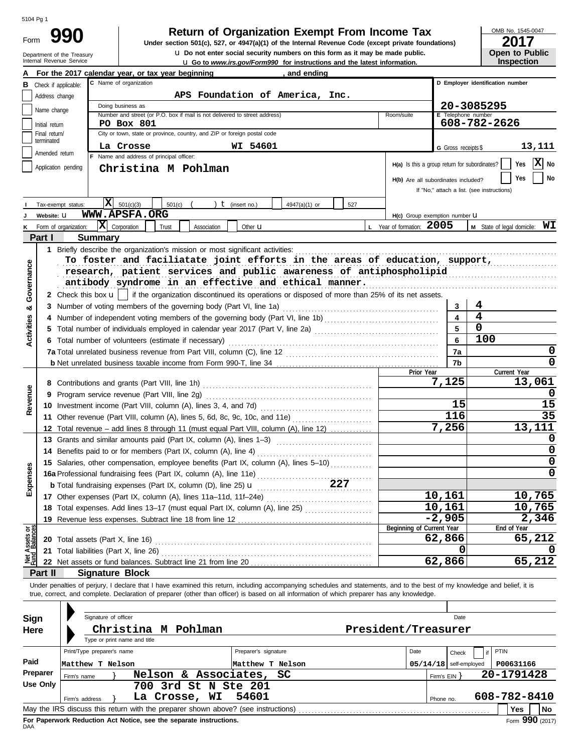5104 Pg 1

# Form 990 — Return of Organization Exempt From Income Tax

**Under section 501(c), 527, or 4947(a)(1) of the Internal Revenue Code (except private foundations)**

u Do not enter social security numbers on this form as it may be made public.

u Go to *www.irs.gov/Form990* for instructions and the latest information.

Department of the Treasury
Internal Revenue Service

OMB No. 1545-0047

**2017**

**Open to Public Inspection**

**A** For the 2017 calendar year, or tax year beginning , and ending

**B** Check if applicable:
- Address change
- Name change
- Initial return
- Final return/terminated
- Amended return
- Application pending

**C** Name of organization: **APS Foundation of America, Inc.**

Doing business as

Number and street (or P.O. box if mail is not delivered to street address): **PO Box 801** Room/suite

City or town, state or province, country, and ZIP or foreign postal code: **La Crosse WI 54601**

**D** Employer identification number: **20-3085295**

**E** Telephone number: **608-782-2626**

**G** Gross receipts $ **13,111**

**F** Name and address of principal officer: **Christina M Pohlman**

H(a) Is this a group return for subordinates? Yes [ ] No [X]

H(b) Are all subordinates included? Yes [ ] No [ ]
If "No," attach a list. (see instructions)

**I** Tax-exempt status: [X] 501(c)(3) [ ] 501(c) ( ) t (insert no.) [ ] 4947(a)(1) or [ ] 527

**J** Website: u **WWW.APSFA.ORG**

H(c) Group exemption number u

**K** Form of organization: [X] Corporation [ ] Trust [ ] Association [ ] Other u

**L** Year of formation: **2005**

**M** State of legal domicile: **WI**

## Part I Summary

**Activities & Governance**

1 Briefly describe the organization's mission or most significant activities:
To foster and faciliatate joint efforts in the areas of education, support, research, patient services and public awareness of antiphospholipid antibody syndrome in an effective and ethical manner.

2 Check this box u [ ] if the organization discontinued its operations or disposed of more than 25% of its net assets.

| | | Line | |
|---|---|---|---|
| 3 | Number of voting members of the governing body (Part VI, line 1a) | 3 | 4 |
| 4 | Number of independent voting members of the governing body (Part VI, line 1b) | 4 | 4 |
| 5 | Total number of individuals employed in calendar year 2017 (Part V, line 2a) | 5 | 0 |
| 6 | Total number of volunteers (estimate if necessary) | 6 | 100 |
| 7a | Total unrelated business revenue from Part VIII, column (C), line 12 | 7a | 0 |
| b | Net unrelated business taxable income from Form 990-T, line 34 | 7b | 0 |

| | | | Prior Year | Current Year |
|---|---|---|---|---|
| **Revenue** | 8 | Contributions and grants (Part VIII, line 1h) | 7,125 | 13,061 |
| | 9 | Program service revenue (Part VIII, line 2g) | | 0 |
| | 10 | Investment income (Part VIII, column (A), lines 3, 4, and 7d) | 15 | 15 |
| | 11 | Other revenue (Part VIII, column (A), lines 5, 6d, 8c, 9c, 10c, and 11e) | 116 | 35 |
| | 12 | Total revenue – add lines 8 through 11 (must equal Part VIII, column (A), line 12) | 7,256 | 13,111 |
| **Expenses** | 13 | Grants and similar amounts paid (Part IX, column (A), lines 1–3) | | 0 |
| | 14 | Benefits paid to or for members (Part IX, column (A), line 4) | | 0 |
| | 15 | Salaries, other compensation, employee benefits (Part IX, column (A), lines 5–10) | | 0 |
| | 16a | Professional fundraising fees (Part IX, column (A), line 11e) | | 0 |
| | b | Total fundraising expenses (Part IX, column (D), line 25) u 227 | | |
| | 17 | Other expenses (Part IX, column (A), lines 11a–11d, 11f–24e) | 10,161 | 10,765 |
| | 18 | Total expenses. Add lines 13–17 (must equal Part IX, column (A), line 25) | 10,161 | 10,765 |
| | 19 | Revenue less expenses. Subtract line 18 from line 12 | -2,905 | 2,346 |
| | | | **Beginning of Current Year** | **End of Year** |
| **Net Assets or Fund Balances** | 20 | Total assets (Part X, line 16) | 62,866 | 65,212 |
| | 21 | Total liabilities (Part X, line 26) | 0 | 0 |
| | 22 | Net assets or fund balances. Subtract line 21 from line 20 | 62,866 | 65,212 |

## Part II Signature Block

Under penalties of perjury, I declare that I have examined this return, including accompanying schedules and statements, and to the best of my knowledge and belief, it is true, correct, and complete. Declaration of preparer (other than officer) is based on all information of which preparer has any knowledge.

**Sign Here**

Signature of officer | Date

**Christina M Pohlman** — **President/Treasurer**

Type or print name and title

**Paid Preparer Use Only**

| Print/Type preparer's name | Preparer's signature | Date | Check [ ] if self-employed | PTIN |
|---|---|---|---|---|
| Matthew T Nelson | Matthew T Nelson | 05/14/18 | | P00631166 |

Firm's name } **Nelson & Associates, SC** — Firm's EIN } **20-1791428**

Firm's address } **700 3rd St N Ste 201, La Crosse, WI 54601** — Phone no. **608-782-8410**

May the IRS discuss this return with the preparer shown above? (see instructions) [ ] Yes [ ] No

**For Paperwork Reduction Act Notice, see the separate instructions.**

DAA

Form **990** (2017)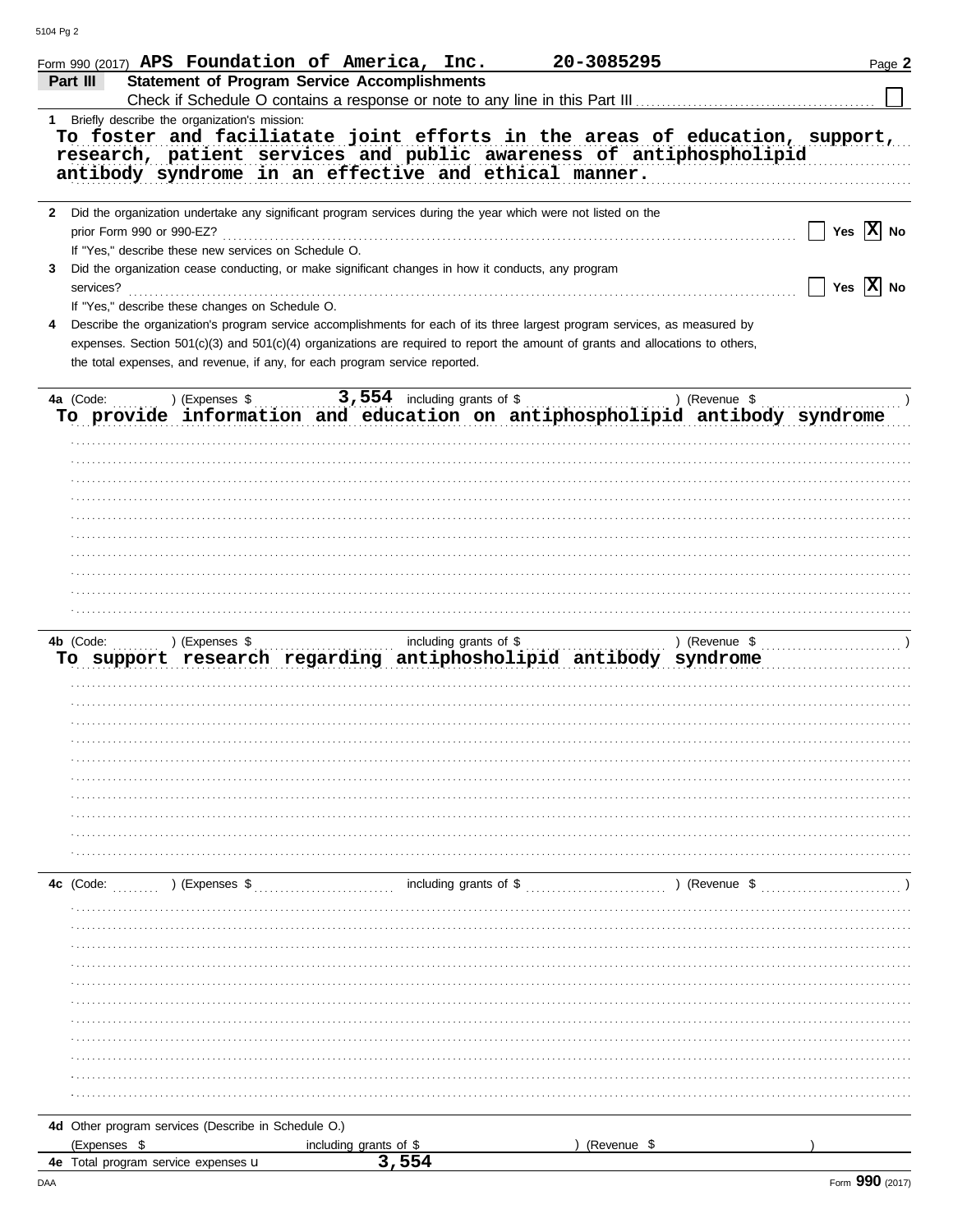Form 990 (2017) **APS Foundation of America, Inc.** **20-3085295** Page **2**

**Part III** **Statement of Program Service Accomplishments**

Check if Schedule O contains a response or note to any line in this Part III ☐

**1** Briefly describe the organization's mission:

**To foster and faciliatate joint efforts in the areas of education, support, research, patient services and public awareness of antiphospholipid antibody syndrome in an effective and ethical manner.**

**2** Did the organization undertake any significant program services during the year which were not listed on the prior Form 990 or 990-EZ? ☐ Yes ☒ No

If "Yes," describe these new services on Schedule O.

**3** Did the organization cease conducting, or make significant changes in how it conducts, any program services? ☐ Yes ☒ No

If "Yes," describe these changes on Schedule O.

**4** Describe the organization's program service accomplishments for each of its three largest program services, as measured by expenses. Section 501(c)(3) and 501(c)(4) organizations are required to report the amount of grants and allocations to others, the total expenses, and revenue, if any, for each program service reported.

**4a** (Code: ) (Expenses $ **3,554** including grants of $ ) (Revenue $ )

**To provide information and education on antiphospholipid antibody syndrome**

**4b** (Code: ) (Expenses $ including grants of $ ) (Revenue $ )

**To support research regarding antiphosholipid antibody syndrome**

**4c** (Code: ) (Expenses $ including grants of $ ) (Revenue $ )

**4d** Other program services (Describe in Schedule O.)

(Expenses $ including grants of $ ) (Revenue $ )

**4e** Total program service expenses **3,554**

Form **990** (2017)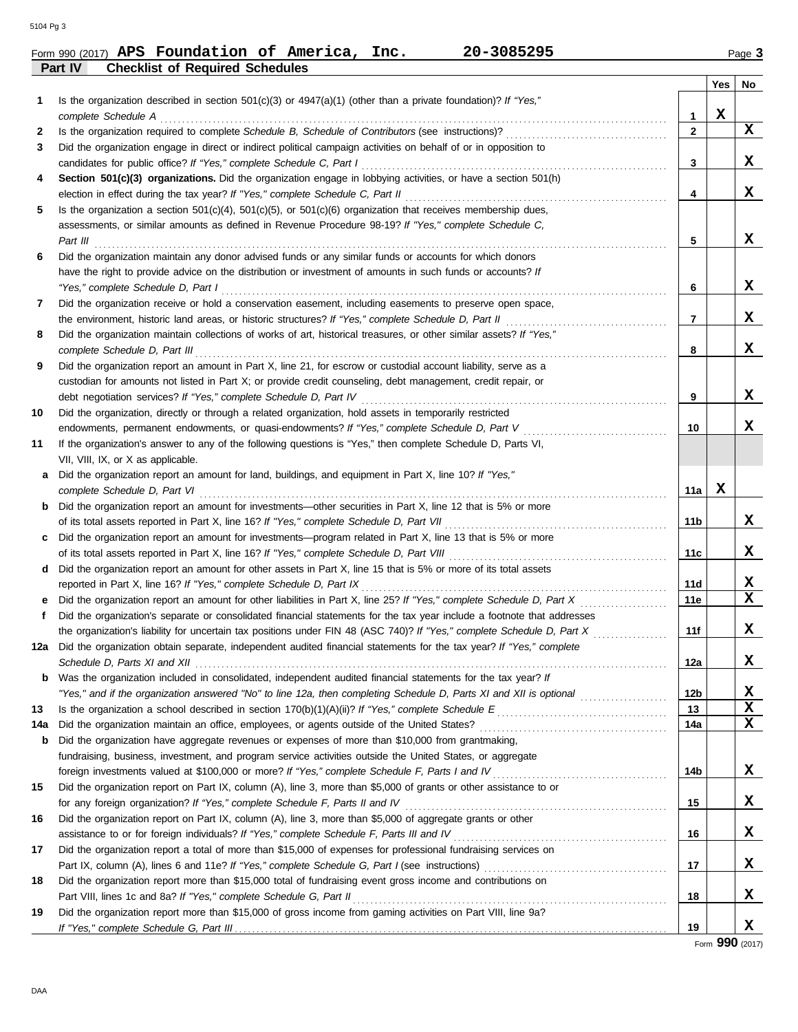Form 990 (2017) **APS Foundation of America, Inc.** **20-3085295** Page **3**

## Part IV Checklist of Required Schedules

| | | Line | Yes | No |
|---|---|---|---|---|
| **1** | Is the organization described in section 501(c)(3) or 4947(a)(1) (other than a private foundation)? *If "Yes," complete Schedule A* | **1** | X | |
| **2** | Is the organization required to complete *Schedule B, Schedule of Contributors* (see instructions)? | **2** | | X |
| **3** | Did the organization engage in direct or indirect political campaign activities on behalf of or in opposition to candidates for public office? *If "Yes," complete Schedule C, Part I* | **3** | | X |
| **4** | **Section 501(c)(3) organizations.** Did the organization engage in lobbying activities, or have a section 501(h) election in effect during the tax year? *If "Yes," complete Schedule C, Part II* | **4** | | X |
| **5** | Is the organization a section 501(c)(4), 501(c)(5), or 501(c)(6) organization that receives membership dues, assessments, or similar amounts as defined in Revenue Procedure 98-19? *If "Yes," complete Schedule C, Part III* | **5** | | X |
| **6** | Did the organization maintain any donor advised funds or any similar funds or accounts for which donors have the right to provide advice on the distribution or investment of amounts in such funds or accounts? *If "Yes," complete Schedule D, Part I* | **6** | | X |
| **7** | Did the organization receive or hold a conservation easement, including easements to preserve open space, the environment, historic land areas, or historic structures? *If "Yes," complete Schedule D, Part II* | **7** | | X |
| **8** | Did the organization maintain collections of works of art, historical treasures, or other similar assets? *If "Yes," complete Schedule D, Part III* | **8** | | X |
| **9** | Did the organization report an amount in Part X, line 21, for escrow or custodial account liability, serve as a custodian for amounts not listed in Part X; or provide credit counseling, debt management, credit repair, or debt negotiation services? *If "Yes," complete Schedule D, Part IV* | **9** | | X |
| **10** | Did the organization, directly or through a related organization, hold assets in temporarily restricted endowments, permanent endowments, or quasi-endowments? *If "Yes," complete Schedule D, Part V* | **10** | | X |
| **11** | If the organization's answer to any of the following questions is "Yes," then complete Schedule D, Parts VI, VII, VIII, IX, or X as applicable. | | | |
| **a** | Did the organization report an amount for land, buildings, and equipment in Part X, line 10? *If "Yes," complete Schedule D, Part VI* | **11a** | X | |
| **b** | Did the organization report an amount for investments—other securities in Part X, line 12 that is 5% or more of its total assets reported in Part X, line 16? *If "Yes," complete Schedule D, Part VII* | **11b** | | X |
| **c** | Did the organization report an amount for investments—program related in Part X, line 13 that is 5% or more of its total assets reported in Part X, line 16? *If "Yes," complete Schedule D, Part VIII* | **11c** | | X |
| **d** | Did the organization report an amount for other assets in Part X, line 15 that is 5% or more of its total assets reported in Part X, line 16? *If "Yes," complete Schedule D, Part IX* | **11d** | | X |
| **e** | Did the organization report an amount for other liabilities in Part X, line 25? *If "Yes," complete Schedule D, Part X* | **11e** | | X |
| **f** | Did the organization's separate or consolidated financial statements for the tax year include a footnote that addresses the organization's liability for uncertain tax positions under FIN 48 (ASC 740)? *If "Yes," complete Schedule D, Part X* | **11f** | | X |
| **12a** | Did the organization obtain separate, independent audited financial statements for the tax year? *If "Yes," complete Schedule D, Parts XI and XII* | **12a** | | X |
| **b** | Was the organization included in consolidated, independent audited financial statements for the tax year? *If "Yes," and if the organization answered "No" to line 12a, then completing Schedule D, Parts XI and XII is optional* | **12b** | | X |
| **13** | Is the organization a school described in section 170(b)(1)(A)(ii)? *If "Yes," complete Schedule E* | **13** | | X |
| **14a** | Did the organization maintain an office, employees, or agents outside of the United States? | **14a** | | X |
| **b** | Did the organization have aggregate revenues or expenses of more than $10,000 from grantmaking, fundraising, business, investment, and program service activities outside the United States, or aggregate foreign investments valued at $100,000 or more? *If "Yes," complete Schedule F, Parts I and IV* | **14b** | | X |
| **15** | Did the organization report on Part IX, column (A), line 3, more than $5,000 of grants or other assistance to or for any foreign organization? *If "Yes," complete Schedule F, Parts II and IV* | **15** | | X |
| **16** | Did the organization report on Part IX, column (A), line 3, more than $5,000 of aggregate grants or other assistance to or for foreign individuals? *If "Yes," complete Schedule F, Parts III and IV* | **16** | | X |
| **17** | Did the organization report a total of more than $15,000 of expenses for professional fundraising services on Part IX, column (A), lines 6 and 11e? *If "Yes," complete Schedule G, Part I* (see instructions) | **17** | | X |
| **18** | Did the organization report more than $15,000 total of fundraising event gross income and contributions on Part VIII, lines 1c and 8a? *If "Yes," complete Schedule G, Part II* | **18** | | X |
| **19** | Did the organization report more than $15,000 of gross income from gaming activities on Part VIII, line 9a? *If "Yes," complete Schedule G, Part III* | **19** | | X |

Form **990** (2017)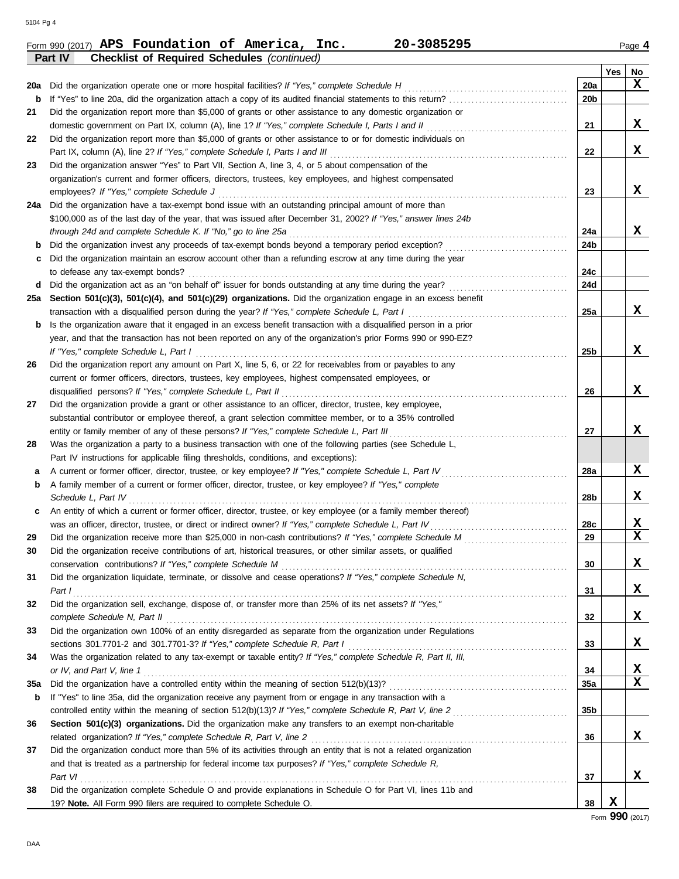Form 990 (2017) **APS Foundation of America, Inc. 20-3085295** Page **4**

**Part IV Checklist of Required Schedules** *(continued)*

| | | | Yes | No |
|---|---|---|---|---|
| **20a** | Did the organization operate one or more hospital facilities? *If "Yes," complete Schedule H* | 20a | | X |
| **b** | If "Yes" to line 20a, did the organization attach a copy of its audited financial statements to this return? | 20b | | |
| **21** | Did the organization report more than $5,000 of grants or other assistance to any domestic organization or domestic government on Part IX, column (A), line 1? *If "Yes," complete Schedule I, Parts I and II* | 21 | | X |
| **22** | Did the organization report more than $5,000 of grants or other assistance to or for domestic individuals on Part IX, column (A), line 2? *If "Yes," complete Schedule I, Parts I and III* | 22 | | X |
| **23** | Did the organization answer "Yes" to Part VII, Section A, line 3, 4, or 5 about compensation of the organization's current and former officers, directors, trustees, key employees, and highest compensated employees? *If "Yes," complete Schedule J* | 23 | | X |
| **24a** | Did the organization have a tax-exempt bond issue with an outstanding principal amount of more than $100,000 as of the last day of the year, that was issued after December 31, 2002? *If "Yes," answer lines 24b through 24d and complete Schedule K. If "No," go to line 25a* | 24a | | X |
| **b** | Did the organization invest any proceeds of tax-exempt bonds beyond a temporary period exception? | 24b | | |
| **c** | Did the organization maintain an escrow account other than a refunding escrow at any time during the year to defease any tax-exempt bonds? | 24c | | |
| **d** | Did the organization act as an "on behalf of" issuer for bonds outstanding at any time during the year? | 24d | | |
| **25a** | **Section 501(c)(3), 501(c)(4), and 501(c)(29) organizations.** Did the organization engage in an excess benefit transaction with a disqualified person during the year? *If "Yes," complete Schedule L, Part I* | 25a | | X |
| **b** | Is the organization aware that it engaged in an excess benefit transaction with a disqualified person in a prior year, and that the transaction has not been reported on any of the organization's prior Forms 990 or 990-EZ? *If "Yes," complete Schedule L, Part I* | 25b | | X |
| **26** | Did the organization report any amount on Part X, line 5, 6, or 22 for receivables from or payables to any current or former officers, directors, trustees, key employees, highest compensated employees, or disqualified persons? *If "Yes," complete Schedule L, Part II* | 26 | | X |
| **27** | Did the organization provide a grant or other assistance to an officer, director, trustee, key employee, substantial contributor or employee thereof, a grant selection committee member, or to a 35% controlled entity or family member of any of these persons? *If "Yes," complete Schedule L, Part III* | 27 | | X |
| **28** | Was the organization a party to a business transaction with one of the following parties (see Schedule L, Part IV instructions for applicable filing thresholds, conditions, and exceptions): | | | |
| **a** | A current or former officer, director, trustee, or key employee? *If "Yes," complete Schedule L, Part IV* | 28a | | X |
| **b** | A family member of a current or former officer, director, trustee, or key employee? *If "Yes," complete Schedule L, Part IV* | 28b | | X |
| **c** | An entity of which a current or former officer, director, trustee, or key employee (or a family member thereof) was an officer, director, trustee, or direct or indirect owner? *If "Yes," complete Schedule L, Part IV* | 28c | | X |
| **29** | Did the organization receive more than $25,000 in non-cash contributions? *If "Yes," complete Schedule M* | 29 | | X |
| **30** | Did the organization receive contributions of art, historical treasures, or other similar assets, or qualified conservation contributions? *If "Yes," complete Schedule M* | 30 | | X |
| **31** | Did the organization liquidate, terminate, or dissolve and cease operations? *If "Yes," complete Schedule N, Part I* | 31 | | X |
| **32** | Did the organization sell, exchange, dispose of, or transfer more than 25% of its net assets? *If "Yes," complete Schedule N, Part II* | 32 | | X |
| **33** | Did the organization own 100% of an entity disregarded as separate from the organization under Regulations sections 301.7701-2 and 301.7701-3? *If "Yes," complete Schedule R, Part I* | 33 | | X |
| **34** | Was the organization related to any tax-exempt or taxable entity? *If "Yes," complete Schedule R, Part II, III, or IV, and Part V, line 1* | 34 | | X |
| **35a** | Did the organization have a controlled entity within the meaning of section 512(b)(13)? | 35a | | X |
| **b** | If "Yes" to line 35a, did the organization receive any payment from or engage in any transaction with a controlled entity within the meaning of section 512(b)(13)? *If "Yes," complete Schedule R, Part V, line 2* | 35b | | |
| **36** | **Section 501(c)(3) organizations.** Did the organization make any transfers to an exempt non-charitable related organization? *If "Yes," complete Schedule R, Part V, line 2* | 36 | | X |
| **37** | Did the organization conduct more than 5% of its activities through an entity that is not a related organization and that is treated as a partnership for federal income tax purposes? *If "Yes," complete Schedule R, Part VI* | 37 | | X |
| **38** | Did the organization complete Schedule O and provide explanations in Schedule O for Part VI, lines 11b and 19? **Note.** All Form 990 filers are required to complete Schedule O. | 38 | X | |

Form **990** (2017)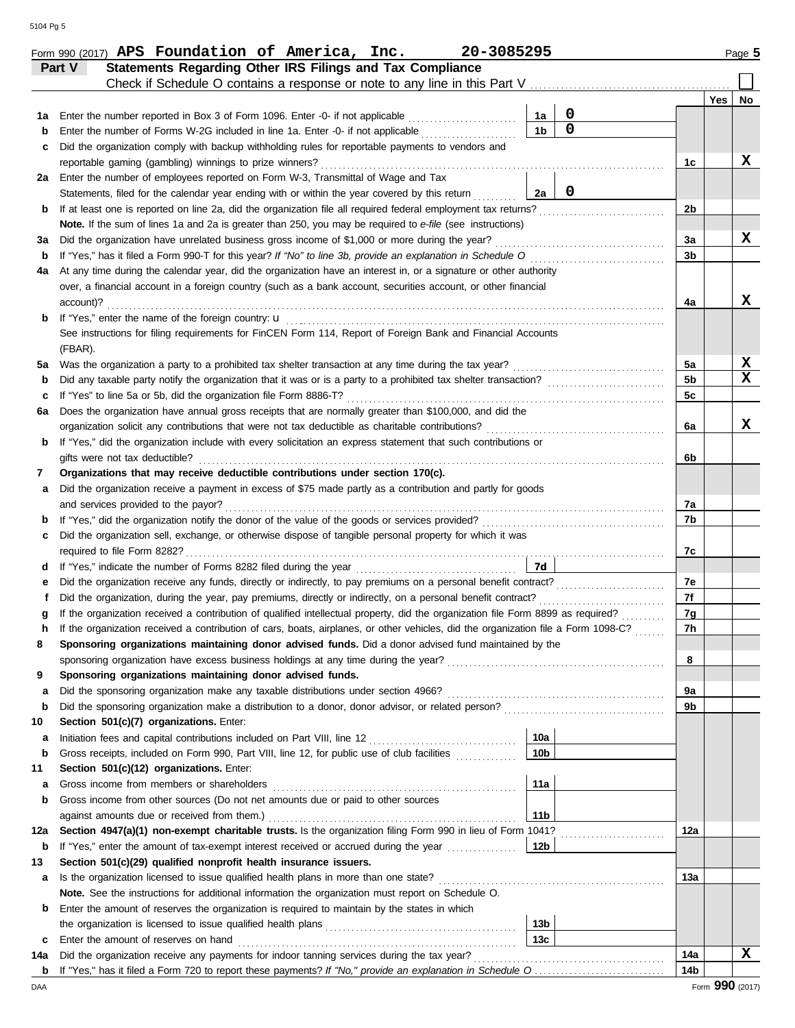Form 990 (2017) **APS Foundation of America, Inc. 20-3085295** Page **5**

## Part V Statements Regarding Other IRS Filings and Tax Compliance

Check if Schedule O contains a response or note to any line in this Part V ☐

| | | | | | Yes | No |
|---|---|---|---|---|---|---|
| **1a** | Enter the number reported in Box 3 of Form 1096. Enter -0- if not applicable | 1a | 0 | | | |
| **b** | Enter the number of Forms W-2G included in line 1a. Enter -0- if not applicable | 1b | 0 | | | |
| **c** | Did the organization comply with backup withholding rules for reportable payments to vendors and reportable gaming (gambling) winnings to prize winners? | | | 1c | | X |
| **2a** | Enter the number of employees reported on Form W-3, Transmittal of Wage and Tax Statements, filed for the calendar year ending with or within the year covered by this return | 2a | 0 | | | |
| **b** | If at least one is reported on line 2a, did the organization file all required federal employment tax returns? | | | 2b | | |
| | **Note.** If the sum of lines 1a and 2a is greater than 250, you may be required to *e-file* (see instructions) | | | | | |
| **3a** | Did the organization have unrelated business gross income of $1,000 or more during the year? | | | 3a | | X |
| **b** | If "Yes," has it filed a Form 990-T for this year? *If "No" to line 3b, provide an explanation in Schedule O* | | | 3b | | |
| **4a** | At any time during the calendar year, did the organization have an interest in, or a signature or other authority over, a financial account in a foreign country (such as a bank account, securities account, or other financial account)? | | | 4a | | X |
| **b** | If "Yes," enter the name of the foreign country: u | | | | | |
| | See instructions for filing requirements for FinCEN Form 114, Report of Foreign Bank and Financial Accounts (FBAR). | | | | | |
| **5a** | Was the organization a party to a prohibited tax shelter transaction at any time during the tax year? | | | 5a | | X |
| **b** | Did any taxable party notify the organization that it was or is a party to a prohibited tax shelter transaction? | | | 5b | | X |
| **c** | If "Yes" to line 5a or 5b, did the organization file Form 8886-T? | | | 5c | | |
| **6a** | Does the organization have annual gross receipts that are normally greater than $100,000, and did the organization solicit any contributions that were not tax deductible as charitable contributions? | | | 6a | | X |
| **b** | If "Yes," did the organization include with every solicitation an express statement that such contributions or gifts were not tax deductible? | | | 6b | | |
| **7** | **Organizations that may receive deductible contributions under section 170(c).** | | | | | |
| **a** | Did the organization receive a payment in excess of $75 made partly as a contribution and partly for goods and services provided to the payor? | | | 7a | | |
| **b** | If "Yes," did the organization notify the donor of the value of the goods or services provided? | | | 7b | | |
| **c** | Did the organization sell, exchange, or otherwise dispose of tangible personal property for which it was required to file Form 8282? | | | 7c | | |
| **d** | If "Yes," indicate the number of Forms 8282 filed during the year | 7d | | | | |
| **e** | Did the organization receive any funds, directly or indirectly, to pay premiums on a personal benefit contract? | | | 7e | | |
| **f** | Did the organization, during the year, pay premiums, directly or indirectly, on a personal benefit contract? | | | 7f | | |
| **g** | If the organization received a contribution of qualified intellectual property, did the organization file Form 8899 as required? | | | 7g | | |
| **h** | If the organization received a contribution of cars, boats, airplanes, or other vehicles, did the organization file a Form 1098-C? | | | 7h | | |
| **8** | **Sponsoring organizations maintaining donor advised funds.** Did a donor advised fund maintained by the sponsoring organization have excess business holdings at any time during the year? | | | 8 | | |
| **9** | **Sponsoring organizations maintaining donor advised funds.** | | | | | |
| **a** | Did the sponsoring organization make any taxable distributions under section 4966? | | | 9a | | |
| **b** | Did the sponsoring organization make a distribution to a donor, donor advisor, or related person? | | | 9b | | |
| **10** | **Section 501(c)(7) organizations.** Enter: | | | | | |
| **a** | Initiation fees and capital contributions included on Part VIII, line 12 | 10a | | | | |
| **b** | Gross receipts, included on Form 990, Part VIII, line 12, for public use of club facilities | 10b | | | | |
| **11** | **Section 501(c)(12) organizations.** Enter: | | | | | |
| **a** | Gross income from members or shareholders | 11a | | | | |
| **b** | Gross income from other sources (Do not net amounts due or paid to other sources against amounts due or received from them.) | 11b | | | | |
| **12a** | **Section 4947(a)(1) non-exempt charitable trusts.** Is the organization filing Form 990 in lieu of Form 1041? | | | 12a | | |
| **b** | If "Yes," enter the amount of tax-exempt interest received or accrued during the year | 12b | | | | |
| **13** | **Section 501(c)(29) qualified nonprofit health insurance issuers.** | | | | | |
| **a** | Is the organization licensed to issue qualified health plans in more than one state? | | | 13a | | |
| | **Note.** See the instructions for additional information the organization must report on Schedule O. | | | | | |
| **b** | Enter the amount of reserves the organization is required to maintain by the states in which the organization is licensed to issue qualified health plans | 13b | | | | |
| **c** | Enter the amount of reserves on hand | 13c | | | | |
| **14a** | Did the organization receive any payments for indoor tanning services during the tax year? | | | 14a | | X |
| **b** | If "Yes," has it filed a Form 720 to report these payments? *If "No," provide an explanation in Schedule O* | | | 14b | | |

DAA Form **990** (2017)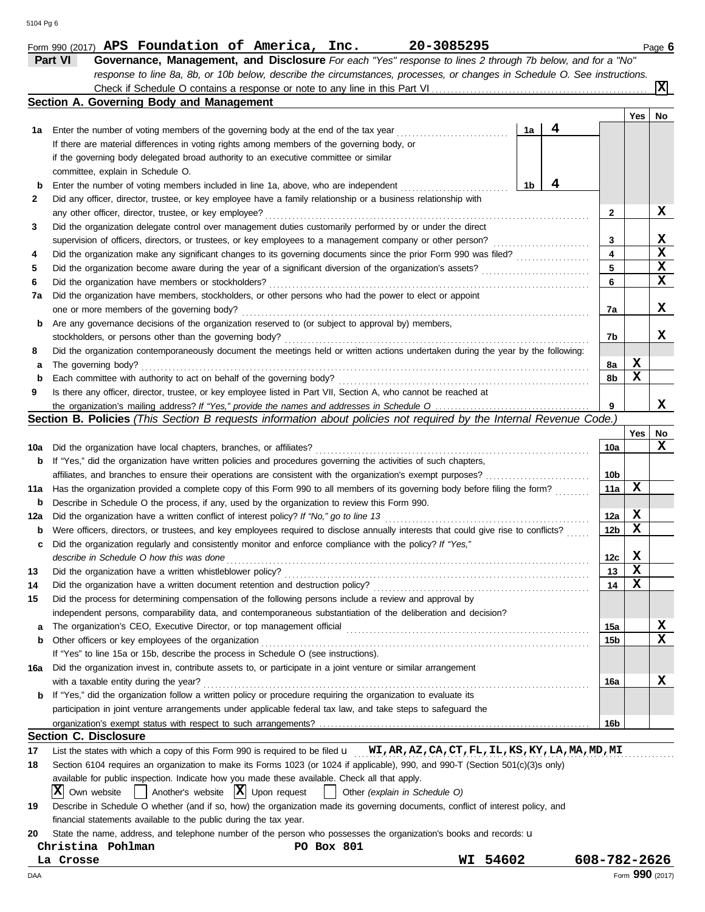Form 990 (2017) **APS Foundation of America, Inc.** **20-3085295** Page **6**

## Part VI Governance, Management, and Disclosure

*For each "Yes" response to lines 2 through 7b below, and for a "No" response to line 8a, 8b, or 10b below, describe the circumstances, processes, or changes in Schedule O. See instructions.*

Check if Schedule O contains a response or note to any line in this Part VI .......... **X**

### Section A. Governing Body and Management

| | | | Yes | No |
|---|---|---|---|---|
| **1a** | Enter the number of voting members of the governing body at the end of the tax year ..... **1a** **4** If there are material differences in voting rights among members of the governing body, or if the governing body delegated broad authority to an executive committee or similar committee, explain in Schedule O. | | | |
| **b** | Enter the number of voting members included in line 1a, above, who are independent ..... **1b** **4** | | | |
| **2** | Did any officer, director, trustee, or key employee have a family relationship or a business relationship with any other officer, director, trustee, or key employee? | 2 | | X |
| **3** | Did the organization delegate control over management duties customarily performed by or under the direct supervision of officers, directors, or trustees, or key employees to a management company or other person? | 3 | | X |
| **4** | Did the organization make any significant changes to its governing documents since the prior Form 990 was filed? | 4 | | X |
| **5** | Did the organization become aware during the year of a significant diversion of the organization's assets? | 5 | | X |
| **6** | Did the organization have members or stockholders? | 6 | | X |
| **7a** | Did the organization have members, stockholders, or other persons who had the power to elect or appoint one or more members of the governing body? | 7a | | X |
| **b** | Are any governance decisions of the organization reserved to (or subject to approval by) members, stockholders, or persons other than the governing body? | 7b | | X |
| **8** | Did the organization contemporaneously document the meetings held or written actions undertaken during the year by the following: | | | |
| **a** | The governing body? | 8a | X | |
| **b** | Each committee with authority to act on behalf of the governing body? | 8b | X | |
| **9** | Is there any officer, director, trustee, or key employee listed in Part VII, Section A, who cannot be reached at the organization's mailing address? *If "Yes," provide the names and addresses in Schedule O* | 9 | | X |

### Section B. Policies *(This Section B requests information about policies not required by the Internal Revenue Code.)*

| | | | Yes | No |
|---|---|---|---|---|
| **10a** | Did the organization have local chapters, branches, or affiliates? | 10a | | X |
| **b** | If "Yes," did the organization have written policies and procedures governing the activities of such chapters, affiliates, and branches to ensure their operations are consistent with the organization's exempt purposes? | 10b | | |
| **11a** | Has the organization provided a complete copy of this Form 990 to all members of its governing body before filing the form? | 11a | X | |
| **b** | Describe in Schedule O the process, if any, used by the organization to review this Form 990. | | | |
| **12a** | Did the organization have a written conflict of interest policy? *If "No," go to line 13* | 12a | X | |
| **b** | Were officers, directors, or trustees, and key employees required to disclose annually interests that could give rise to conflicts? | 12b | X | |
| **c** | Did the organization regularly and consistently monitor and enforce compliance with the policy? *If "Yes," describe in Schedule O how this was done* | 12c | X | |
| **13** | Did the organization have a written whistleblower policy? | 13 | X | |
| **14** | Did the organization have a written document retention and destruction policy? | 14 | X | |
| **15** | Did the process for determining compensation of the following persons include a review and approval by independent persons, comparability data, and contemporaneous substantiation of the deliberation and decision? | | | |
| **a** | The organization's CEO, Executive Director, or top management official | 15a | | X |
| **b** | Other officers or key employees of the organization | 15b | | X |
| | If "Yes" to line 15a or 15b, describe the process in Schedule O (see instructions). | | | |
| **16a** | Did the organization invest in, contribute assets to, or participate in a joint venture or similar arrangement with a taxable entity during the year? | 16a | | X |
| **b** | If "Yes," did the organization follow a written policy or procedure requiring the organization to evaluate its participation in joint venture arrangements under applicable federal tax law, and take steps to safeguard the organization's exempt status with respect to such arrangements? | 16b | | |

### Section C. Disclosure

**17** List the states with which a copy of this Form 990 is required to be filed u **WI,AR,AZ,CA,CT,FL,IL,KS,KY,LA,MA,MD,MI**

**18** Section 6104 requires an organization to make its Forms 1023 (or 1024 if applicable), 990, and 990-T (Section 501(c)(3)s only) available for public inspection. Indicate how you made these available. Check all that apply.

[X] Own website [ ] Another's website [X] Upon request [ ] Other *(explain in Schedule O)*

**19** Describe in Schedule O whether (and if so, how) the organization made its governing documents, conflict of interest policy, and financial statements available to the public during the tax year.

**20** State the name, address, and telephone number of the person who possesses the organization's books and records: u

**Christina Pohlman** **PO Box 801**
**La Crosse** **WI 54602** **608-782-2626**

Form **990** (2017)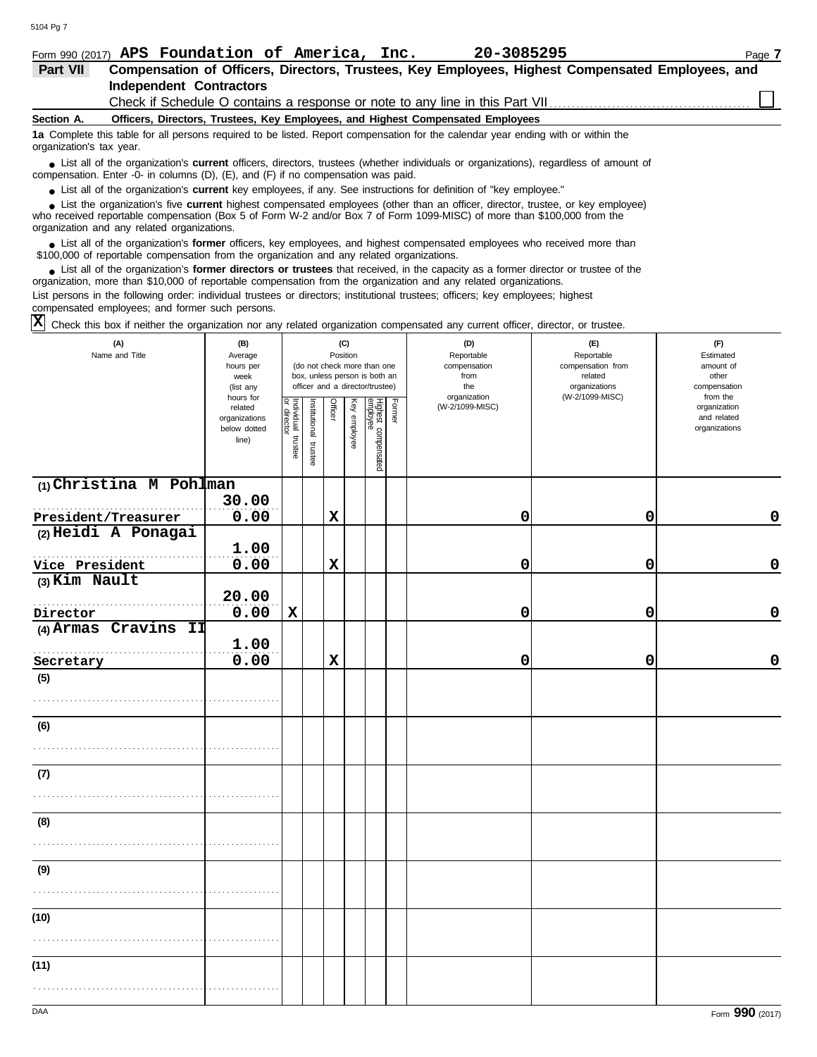Form 990 (2017) **APS Foundation of America, Inc.** **20-3085295** Page **7**

## Part VII Compensation of Officers, Directors, Trustees, Key Employees, Highest Compensated Employees, and Independent Contractors

Check if Schedule O contains a response or note to any line in this Part VII ☐

### Section A. Officers, Directors, Trustees, Key Employees, and Highest Compensated Employees

**1a** Complete this table for all persons required to be listed. Report compensation for the calendar year ending with or within the organization's tax year.

- List all of the organization's **current** officers, directors, trustees (whether individuals or organizations), regardless of amount of compensation. Enter -0- in columns (D), (E), and (F) if no compensation was paid.
- List all of the organization's **current** key employees, if any. See instructions for definition of "key employee."
- List the organization's five **current** highest compensated employees (other than an officer, director, trustee, or key employee) who received reportable compensation (Box 5 of Form W-2 and/or Box 7 of Form 1099-MISC) of more than $100,000 from the organization and any related organizations.
- List all of the organization's **former** officers, key employees, and highest compensated employees who received more than $100,000 of reportable compensation from the organization and any related organizations.
- List all of the organization's **former directors or trustees** that received, in the capacity as a former director or trustee of the organization, more than $10,000 of reportable compensation from the organization and any related organizations.

List persons in the following order: individual trustees or directors; institutional trustees; officers; key employees; highest compensated employees; and former such persons.

☒ Check this box if neither the organization nor any related organization compensated any current officer, director, or trustee.

| (A) Name and Title | (B) Average hours per week (list any hours for related organizations below dotted line) | (C) Position (do not check more than one box, unless person is both an officer and a director/trustee) | | | | | | (D) Reportable compensation from the organization (W-2/1099-MISC) | (E) Reportable compensation from related organizations (W-2/1099-MISC) | (F) Estimated amount of other compensation from the organization and related organizations |
|---|---|---|---|---|---|---|---|---|---|---|
| | | Individual trustee or director | Institutional trustee | Officer | Key employee | Highest compensated employee | Former | | | |
| (1) Christina M Pohlman<br>President/Treasurer | 30.00<br>0.00 | | | X | | | | 0 | 0 | 0 |
| (2) Heidi A Ponagai<br>Vice President | 1.00<br>0.00 | | | X | | | | 0 | 0 | 0 |
| (3) Kim Nault<br>Director | 20.00<br>0.00 | X | | | | | | 0 | 0 | 0 |
| (4) Armas Cravins II<br>Secretary | 1.00<br>0.00 | | | X | | | | 0 | 0 | 0 |
| (5) | | | | | | | | | | |
| (6) | | | | | | | | | | |
| (7) | | | | | | | | | | |
| (8) | | | | | | | | | | |
| (9) | | | | | | | | | | |
| (10) | | | | | | | | | | |
| (11) | | | | | | | | | | |

DAA Form **990** (2017)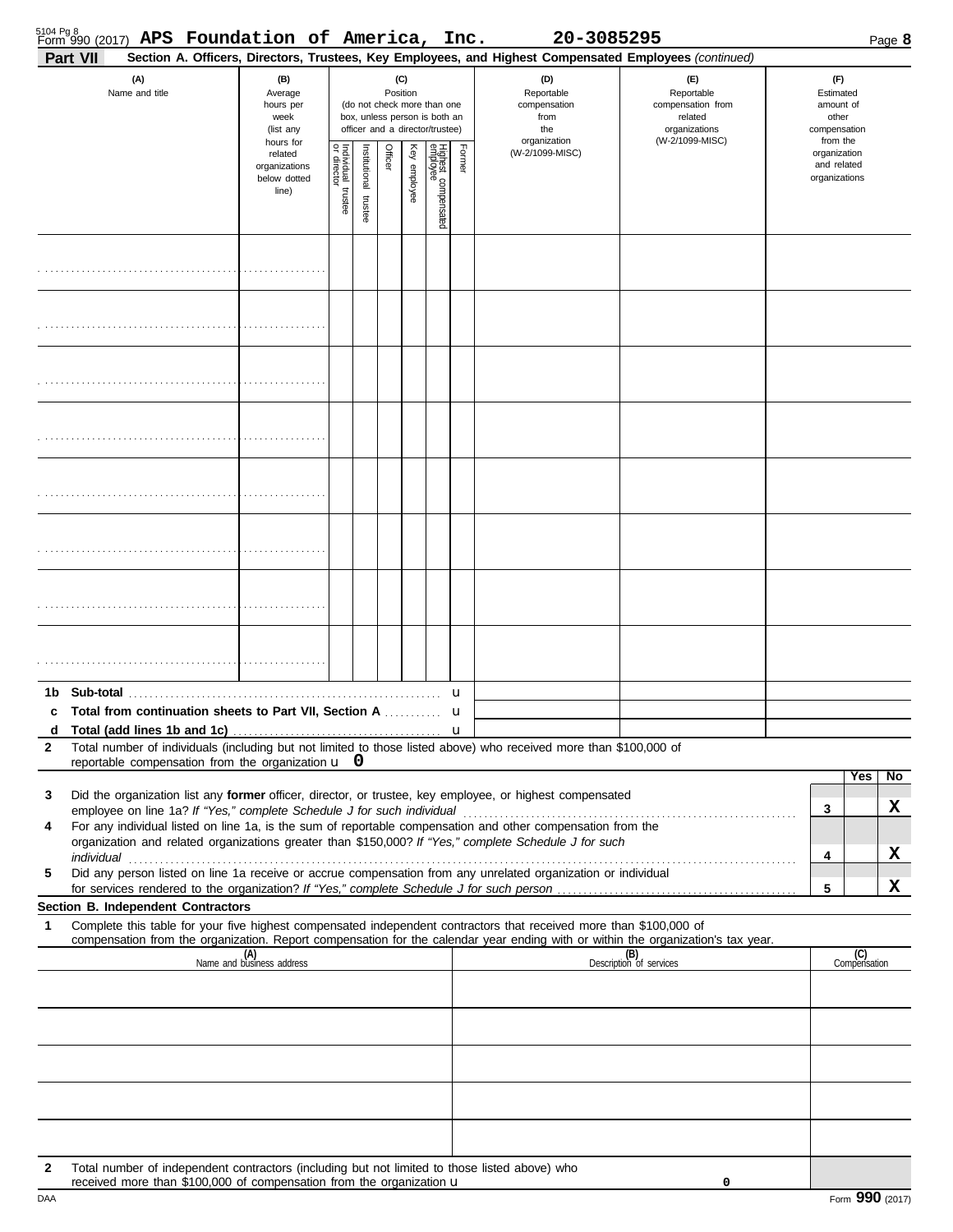Form 990 (2017) **APS Foundation of America, Inc.** **20-3085295**

**Part VII** **Section A. Officers, Directors, Trustees, Key Employees, and Highest Compensated Employees** *(continued)*

| (A) Name and title | (B) Average hours per week (list any hours for related organizations below dotted line) | (C) Position (do not check more than one box, unless person is both an officer and a director/trustee) | | | | | | (D) Reportable compensation from the organization (W-2/1099-MISC) | (E) Reportable compensation from related organizations (W-2/1099-MISC) | (F) Estimated amount of other compensation from the organization and related organizations |
|---|---|---|---|---|---|---|---|---|---|---|
| | | Individual trustee or director | Institutional trustee | Officer | Key employee | Highest compensated employee | Former | | | |
| | | | | | | | | | | |
| | | | | | | | | | | |
| | | | | | | | | | | |
| | | | | | | | | | | |
| | | | | | | | | | | |
| | | | | | | | | | | |
| | | | | | | | | | | |
| | | | | | | | | | | |

**1b Sub-total** .... u

**c Total from continuation sheets to Part VII, Section A** .... u

**d Total (add lines 1b and 1c)** .... u

**2** Total number of individuals (including but not limited to those listed above) who received more than $100,000 of reportable compensation from the organization u **0**

| | | Yes | No |
|---|---|---|---|
| **3** Did the organization list any **former** officer, director, or trustee, key employee, or highest compensated employee on line 1a? *If "Yes," complete Schedule J for such individual* | 3 | | X |
| **4** For any individual listed on line 1a, is the sum of reportable compensation and other compensation from the organization and related organizations greater than $150,000? *If "Yes," complete Schedule J for such individual* | 4 | | X |
| **5** Did any person listed on line 1a receive or accrue compensation from any unrelated organization or individual for services rendered to the organization? *If "Yes," complete Schedule J for such person* | 5 | | X |

**Section B. Independent Contractors**

**1** Complete this table for your five highest compensated independent contractors that received more than $100,000 of compensation from the organization. Report compensation for the calendar year ending with or within the organization's tax year.

| (A) Name and business address | (B) Description of services | (C) Compensation |
|---|---|---|
| | | |
| | | |
| | | |
| | | |
| | | |

**2** Total number of independent contractors (including but not limited to those listed above) who received more than $100,000 of compensation from the organization u **0**

Form **990** (2017)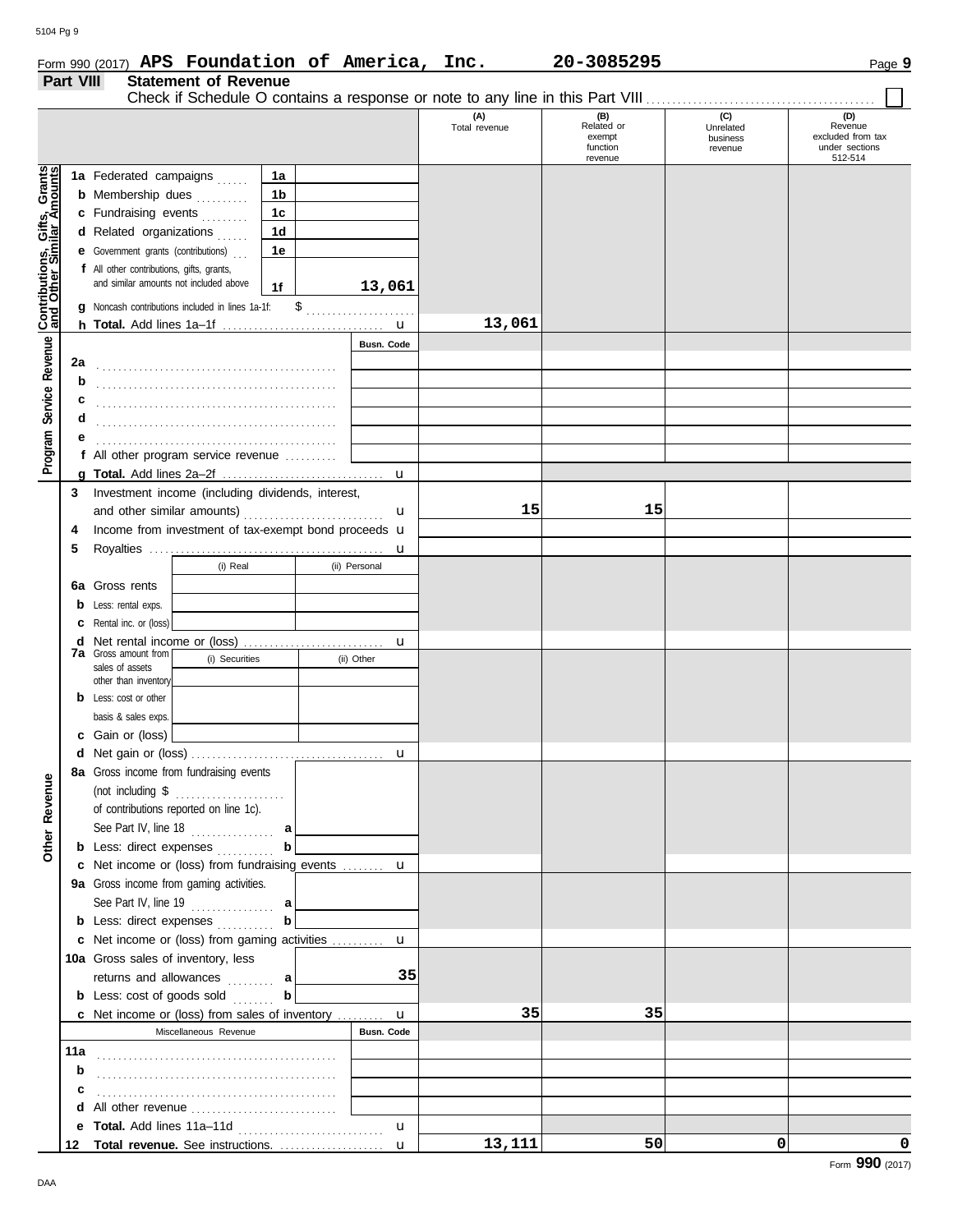Form 990 (2017) **APS Foundation of America, Inc.** **20-3085295** Page **9**

**Part VIII** **Statement of Revenue**

Check if Schedule O contains a response or note to any line in this Part VIII ☐

| | | | (A) Total revenue | (B) Related or exempt function revenue | (C) Unrelated business revenue | (D) Revenue excluded from tax under sections 512-514 |
|---|---|---|---|---|---|---|
| **Contributions, Gifts, Grants and Other Similar Amounts** | **1a** Federated campaigns | 1a | | | | |
| | **b** Membership dues | 1b | | | | |
| | **c** Fundraising events | 1c | | | | |
| | **d** Related organizations | 1d | | | | |
| | **e** Government grants (contributions) | 1e | | | | |
| | **f** All other contributions, gifts, grants, and similar amounts not included above | 1f 13,061 | | | | |
| | **g** Noncash contributions included in lines 1a-1f: $ | | | | | |
| | **h Total.** Add lines 1a–1f | | 13,061 | | | |
| **Program Service Revenue** | | Busn. Code | | | | |
| | **2a** | | | | | |
| | **b** | | | | | |
| | **c** | | | | | |
| | **d** | | | | | |
| | **e** | | | | | |
| | **f** All other program service revenue | | | | | |
| | **g Total.** Add lines 2a–2f | | | | | |
| **Other Revenue** | **3** Investment income (including dividends, interest, and other similar amounts) | | 15 | 15 | | |
| | **4** Income from investment of tax-exempt bond proceeds | | | | | |
| | **5** Royalties | | | | | |
| | | (i) Real / (ii) Personal | | | | |
| | **6a** Gross rents | | | | | |
| | **b** Less: rental exps. | | | | | |
| | **c** Rental inc. or (loss) | | | | | |
| | **d** Net rental income or (loss) | | | | | |
| | **7a** Gross amount from sales of assets other than inventory | (i) Securities / (ii) Other | | | | |
| | **b** Less: cost or other basis & sales exps. | | | | | |
| | **c** Gain or (loss) | | | | | |
| | **d** Net gain or (loss) | | | | | |
| | **8a** Gross income from fundraising events (not including $ of contributions reported on line 1c). See Part IV, line 18 | a | | | | |
| | **b** Less: direct expenses | b | | | | |
| | **c** Net income or (loss) from fundraising events | | | | | |
| | **9a** Gross income from gaming activities. See Part IV, line 19 | a | | | | |
| | **b** Less: direct expenses | b | | | | |
| | **c** Net income or (loss) from gaming activities | | | | | |
| | **10a** Gross sales of inventory, less returns and allowances | a 35 | | | | |
| | **b** Less: cost of goods sold | b | | | | |
| | **c** Net income or (loss) from sales of inventory | | 35 | 35 | | |
| | Miscellaneous Revenue | Busn. Code | | | | |
| | **11a** | | | | | |
| | **b** | | | | | |
| | **c** | | | | | |
| | **d** All other revenue | | | | | |
| | **e Total.** Add lines 11a–11d | | | | | |
| | **12 Total revenue.** See instructions. | | 13,111 | 50 | 0 | 0 |

Form **990** (2017)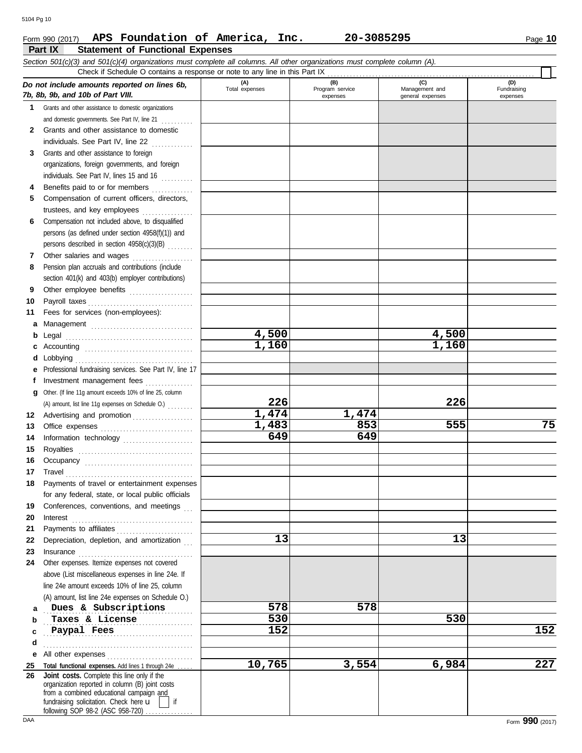Form 990 (2017) **APS Foundation of America, Inc.** **20-3085295** Page **10**

## Part IX Statement of Functional Expenses

*Section 501(c)(3) and 501(c)(4) organizations must complete all columns. All other organizations must complete column (A).*

Check if Schedule O contains a response or note to any line in this Part IX ☐

| *Do not include amounts reported on lines 6b, 7b, 8b, 9b, and 10b of Part VIII.* | (A) Total expenses | (B) Program service expenses | (C) Management and general expenses | (D) Fundraising expenses |
|---|---|---|---|---|
| **1** Grants and other assistance to domestic organizations and domestic governments. See Part IV, line 21 | | | | |
| **2** Grants and other assistance to domestic individuals. See Part IV, line 22 | | | | |
| **3** Grants and other assistance to foreign organizations, foreign governments, and foreign individuals. See Part IV, lines 15 and 16 | | | | |
| **4** Benefits paid to or for members | | | | |
| **5** Compensation of current officers, directors, trustees, and key employees | | | | |
| **6** Compensation not included above, to disqualified persons (as defined under section 4958(f)(1)) and persons described in section 4958(c)(3)(B) | | | | |
| **7** Other salaries and wages | | | | |
| **8** Pension plan accruals and contributions (include section 401(k) and 403(b) employer contributions) | | | | |
| **9** Other employee benefits | | | | |
| **10** Payroll taxes | | | | |
| **11** Fees for services (non-employees): | | | | |
| **a** Management | | | | |
| **b** Legal | 4,500 | | 4,500 | |
| **c** Accounting | 1,160 | | 1,160 | |
| **d** Lobbying | | | | |
| **e** Professional fundraising services. See Part IV, line 17 | | | | |
| **f** Investment management fees | | | | |
| **g** Other. (If line 11g amount exceeds 10% of line 25, column (A) amount, list line 11g expenses on Schedule O.) | 226 | | 226 | |
| **12** Advertising and promotion | 1,474 | 1,474 | | |
| **13** Office expenses | 1,483 | 853 | 555 | 75 |
| **14** Information technology | 649 | 649 | | |
| **15** Royalties | | | | |
| **16** Occupancy | | | | |
| **17** Travel | | | | |
| **18** Payments of travel or entertainment expenses for any federal, state, or local public officials | | | | |
| **19** Conferences, conventions, and meetings | | | | |
| **20** Interest | | | | |
| **21** Payments to affiliates | | | | |
| **22** Depreciation, depletion, and amortization | 13 | | 13 | |
| **23** Insurance | | | | |
| **24** Other expenses. Itemize expenses not covered above (List miscellaneous expenses in line 24e. If line 24e amount exceeds 10% of line 25, column (A) amount, list line 24e expenses on Schedule O.) | | | | |
| **a** Dues & Subscriptions | 578 | 578 | | |
| **b** Taxes & License | 530 | | 530 | |
| **c** Paypal Fees | 152 | | | 152 |
| **d** | | | | |
| **e** All other expenses | | | | |
| **25 Total functional expenses.** Add lines 1 through 24e | 10,765 | 3,554 | 6,984 | 227 |
| **26 Joint costs.** Complete this line only if the organization reported in column (B) joint costs from a combined educational campaign and fundraising solicitation. Check here ☐ if following SOP 98-2 (ASC 958-720) | | | | |

Form **990** (2017)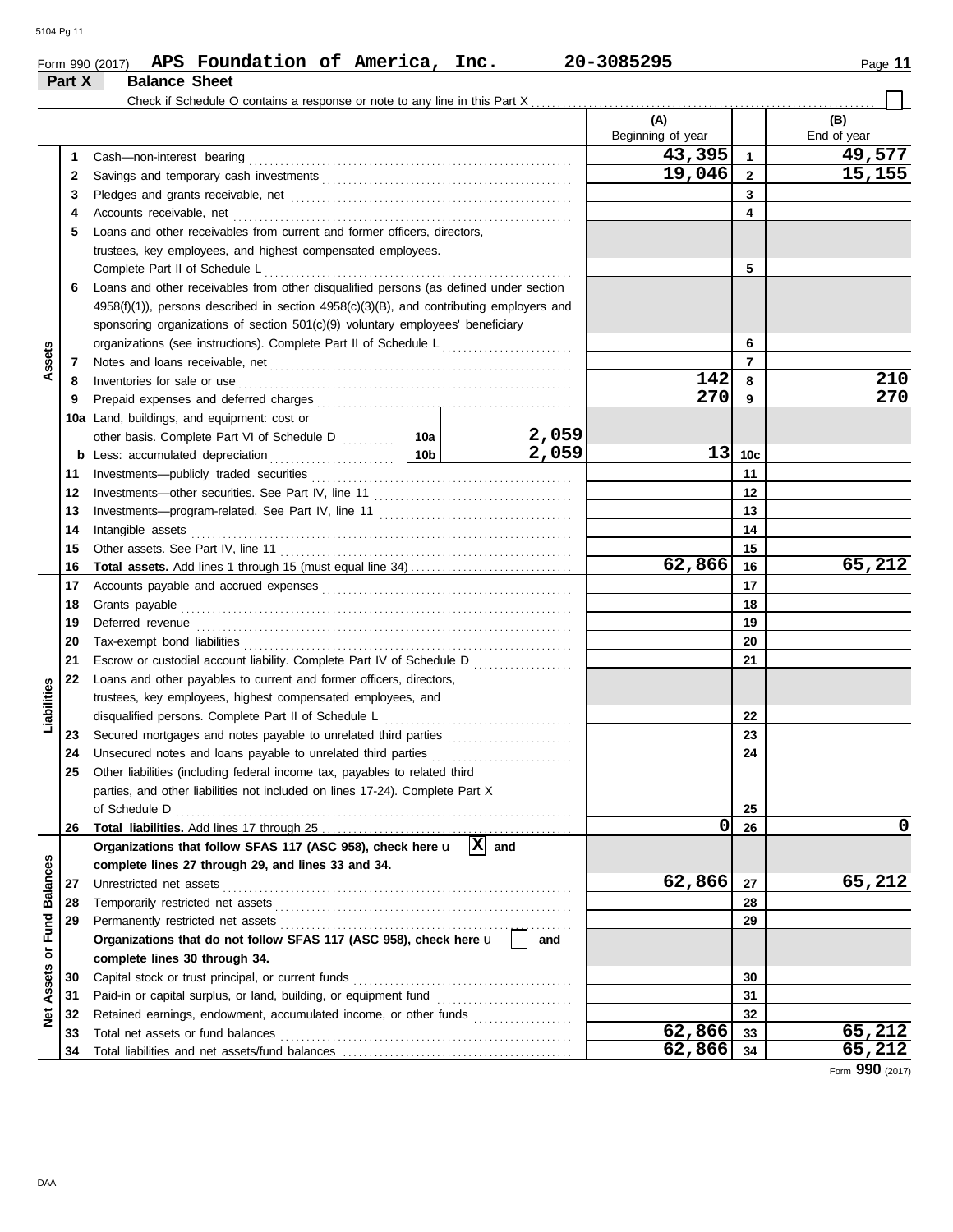Form 990 (2017) **APS Foundation of America, Inc.** **20-3085295** Page **11**

## Part X Balance Sheet

Check if Schedule O contains a response or note to any line in this Part X ☐

| | | | (A) Beginning of year | | (B) End of year |
|---|---|---|---|---|---|
| **Assets** | 1 | Cash—non-interest bearing | 43,395 | 1 | 49,577 |
| | 2 | Savings and temporary cash investments | 19,046 | 2 | 15,155 |
| | 3 | Pledges and grants receivable, net | | 3 | |
| | 4 | Accounts receivable, net | | 4 | |
| | 5 | Loans and other receivables from current and former officers, directors, trustees, key employees, and highest compensated employees. Complete Part II of Schedule L | | 5 | |
| | 6 | Loans and other receivables from other disqualified persons (as defined under section 4958(f)(1)), persons described in section 4958(c)(3)(B), and contributing employers and sponsoring organizations of section 501(c)(9) voluntary employees' beneficiary organizations (see instructions). Complete Part II of Schedule L | | 6 | |
| | 7 | Notes and loans receivable, net | | 7 | |
| | 8 | Inventories for sale or use | 142 | 8 | 210 |
| | 9 | Prepaid expenses and deferred charges | 270 | 9 | 270 |
| | 10a | Land, buildings, and equipment: cost or other basis. Complete Part VI of Schedule D — 10a: 2,059 | | | |
| | b | Less: accumulated depreciation — 10b: 2,059 | 13 | 10c | |
| | 11 | Investments—publicly traded securities | | 11 | |
| | 12 | Investments—other securities. See Part IV, line 11 | | 12 | |
| | 13 | Investments—program-related. See Part IV, line 11 | | 13 | |
| | 14 | Intangible assets | | 14 | |
| | 15 | Other assets. See Part IV, line 11 | | 15 | |
| | 16 | **Total assets.** Add lines 1 through 15 (must equal line 34) | 62,866 | 16 | 65,212 |
| **Liabilities** | 17 | Accounts payable and accrued expenses | | 17 | |
| | 18 | Grants payable | | 18 | |
| | 19 | Deferred revenue | | 19 | |
| | 20 | Tax-exempt bond liabilities | | 20 | |
| | 21 | Escrow or custodial account liability. Complete Part IV of Schedule D | | 21 | |
| | 22 | Loans and other payables to current and former officers, directors, trustees, key employees, highest compensated employees, and disqualified persons. Complete Part II of Schedule L | | 22 | |
| | 23 | Secured mortgages and notes payable to unrelated third parties | | 23 | |
| | 24 | Unsecured notes and loans payable to unrelated third parties | | 24 | |
| | 25 | Other liabilities (including federal income tax, payables to related third parties, and other liabilities not included on lines 17-24). Complete Part X of Schedule D | | 25 | |
| | 26 | **Total liabilities.** Add lines 17 through 25 | 0 | 26 | 0 |
| **Net Assets or Fund Balances** | | **Organizations that follow SFAS 117 (ASC 958), check here** [X] **and complete lines 27 through 29, and lines 33 and 34.** | | | |
| | 27 | Unrestricted net assets | 62,866 | 27 | 65,212 |
| | 28 | Temporarily restricted net assets | | 28 | |
| | 29 | Permanently restricted net assets | | 29 | |
| | | **Organizations that do not follow SFAS 117 (ASC 958), check here** ☐ **and complete lines 30 through 34.** | | | |
| | 30 | Capital stock or trust principal, or current funds | | 30 | |
| | 31 | Paid-in or capital surplus, or land, building, or equipment fund | | 31 | |
| | 32 | Retained earnings, endowment, accumulated income, or other funds | | 32 | |
| | 33 | Total net assets or fund balances | 62,866 | 33 | 65,212 |
| | 34 | Total liabilities and net assets/fund balances | 62,866 | 34 | 65,212 |

Form **990** (2017)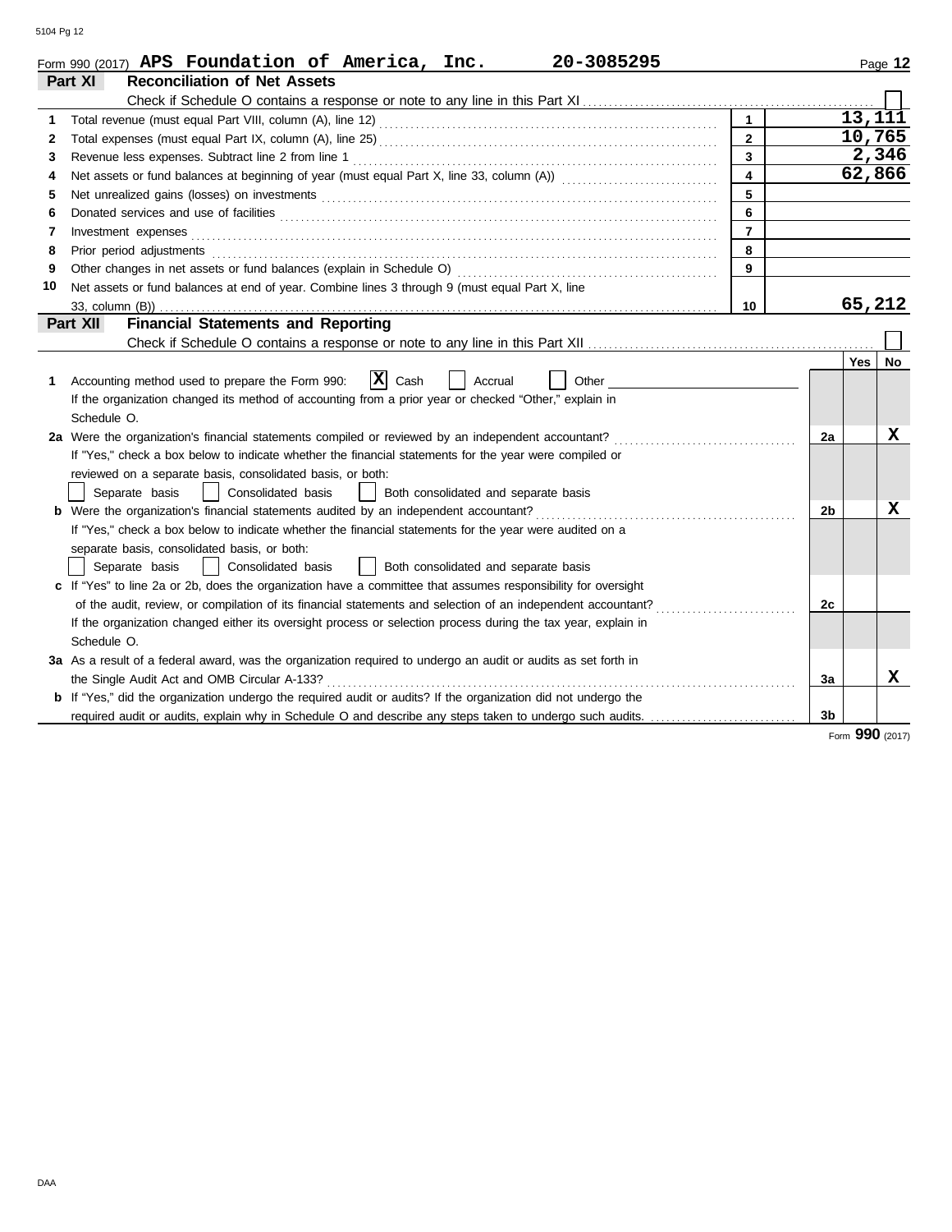Form 990 (2017) **APS Foundation of America, Inc. 20-3085295** Page **12**

## Part XI Reconciliation of Net Assets

Check if Schedule O contains a response or note to any line in this Part XI ☐

| | | | |
|---|---|---|---|
| 1 | Total revenue (must equal Part VIII, column (A), line 12) | 1 | 13,111 |
| 2 | Total expenses (must equal Part IX, column (A), line 25) | 2 | 10,765 |
| 3 | Revenue less expenses. Subtract line 2 from line 1 | 3 | 2,346 |
| 4 | Net assets or fund balances at beginning of year (must equal Part X, line 33, column (A)) | 4 | 62,866 |
| 5 | Net unrealized gains (losses) on investments | 5 | |
| 6 | Donated services and use of facilities | 6 | |
| 7 | Investment expenses | 7 | |
| 8 | Prior period adjustments | 8 | |
| 9 | Other changes in net assets or fund balances (explain in Schedule O) | 9 | |
| 10 | Net assets or fund balances at end of year. Combine lines 3 through 9 (must equal Part X, line 33, column (B)) | 10 | 65,212 |

## Part XII Financial Statements and Reporting

Check if Schedule O contains a response or note to any line in this Part XII ☐

| | | | Yes | No |
|---|---|---|---|---|
| 1 | Accounting method used to prepare the Form 990: ☒ Cash ☐ Accrual ☐ Other<br>If the organization changed its method of accounting from a prior year or checked "Other," explain in Schedule O. | | | |
| 2a | Were the organization's financial statements compiled or reviewed by an independent accountant?<br>If "Yes," check a box below to indicate whether the financial statements for the year were compiled or reviewed on a separate basis, consolidated basis, or both:<br>☐ Separate basis ☐ Consolidated basis ☐ Both consolidated and separate basis | 2a | | X |
| b | Were the organization's financial statements audited by an independent accountant?<br>If "Yes," check a box below to indicate whether the financial statements for the year were audited on a separate basis, consolidated basis, or both:<br>☐ Separate basis ☐ Consolidated basis ☐ Both consolidated and separate basis | 2b | | X |
| c | If "Yes" to line 2a or 2b, does the organization have a committee that assumes responsibility for oversight of the audit, review, or compilation of its financial statements and selection of an independent accountant?<br>If the organization changed either its oversight process or selection process during the tax year, explain in Schedule O. | 2c | | |
| 3a | As a result of a federal award, was the organization required to undergo an audit or audits as set forth in the Single Audit Act and OMB Circular A-133? | 3a | | X |
| b | If "Yes," did the organization undergo the required audit or audits? If the organization did not undergo the required audit or audits, explain why in Schedule O and describe any steps taken to undergo such audits. | 3b | | |

Form **990** (2017)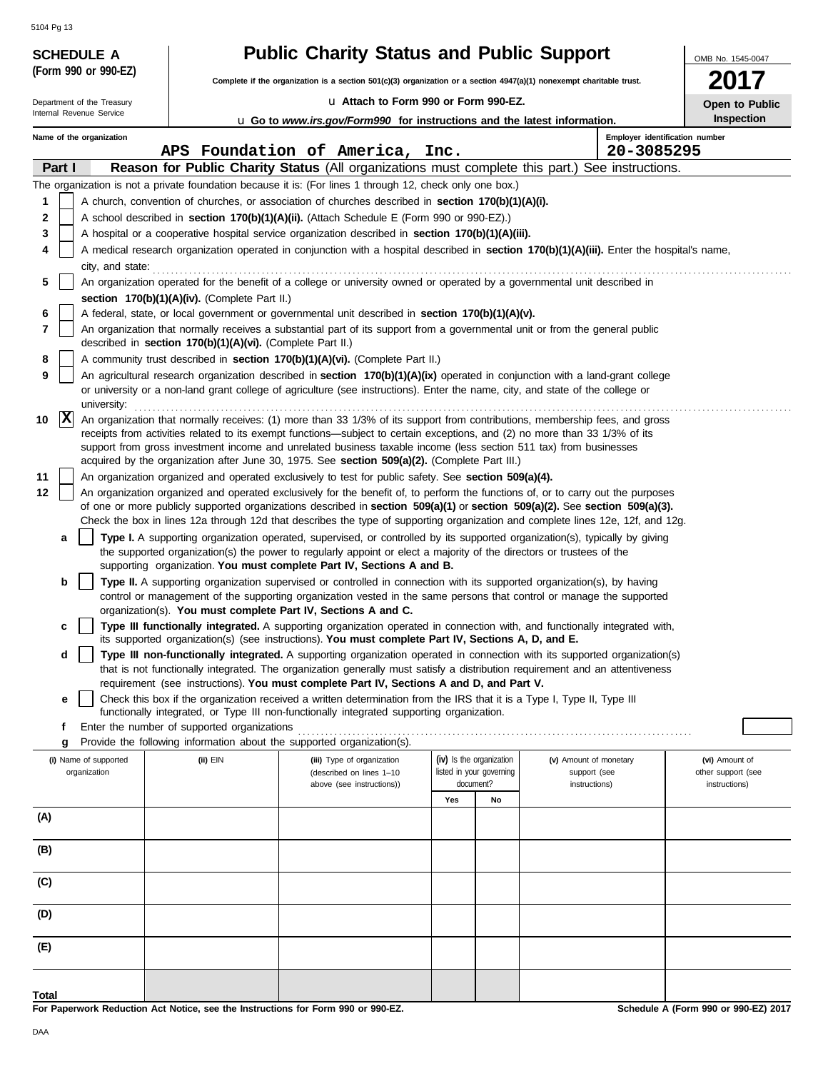**SCHEDULE A**
**(Form 990 or 990-EZ)**

Department of the Treasury
Internal Revenue Service

# Public Charity Status and Public Support

**Complete if the organization is a section 501(c)(3) organization or a section 4947(a)(1) nonexempt charitable trust.**

u **Attach to Form 990 or Form 990-EZ.**

u **Go to *www.irs.gov/Form990* for instructions and the latest information.**

OMB No. 1545-0047

**2017**

**Open to Public Inspection**

**Name of the organization**
APS Foundation of America, Inc.

**Employer identification number**
20-3085295

## Part I — Reason for Public Charity Status (All organizations must complete this part.) See instructions.

The organization is not a private foundation because it is: (For lines 1 through 12, check only one box.)

1. [ ] A church, convention of churches, or association of churches described in **section 170(b)(1)(A)(i).**
2. [ ] A school described in **section 170(b)(1)(A)(ii).** (Attach Schedule E (Form 990 or 990-EZ).)
3. [ ] A hospital or a cooperative hospital service organization described in **section 170(b)(1)(A)(iii).**
4. [ ] A medical research organization operated in conjunction with a hospital described in **section 170(b)(1)(A)(iii).** Enter the hospital's name, city, and state:
5. [ ] An organization operated for the benefit of a college or university owned or operated by a governmental unit described in **section 170(b)(1)(A)(iv).** (Complete Part II.)
6. [ ] A federal, state, or local government or governmental unit described in **section 170(b)(1)(A)(v).**
7. [ ] An organization that normally receives a substantial part of its support from a governmental unit or from the general public described in **section 170(b)(1)(A)(vi).** (Complete Part II.)
8. [ ] A community trust described in **section 170(b)(1)(A)(vi).** (Complete Part II.)
9. [ ] An agricultural research organization described in **section 170(b)(1)(A)(ix)** operated in conjunction with a land-grant college or university or a non-land grant college of agriculture (see instructions). Enter the name, city, and state of the college or university:
10. [X] An organization that normally receives: (1) more than 33 1/3% of its support from contributions, membership fees, and gross receipts from activities related to its exempt functions—subject to certain exceptions, and (2) no more than 33 1/3% of its support from gross investment income and unrelated business taxable income (less section 511 tax) from businesses acquired by the organization after June 30, 1975. See **section 509(a)(2).** (Complete Part III.)
11. [ ] An organization organized and operated exclusively to test for public safety. See **section 509(a)(4).**
12. [ ] An organization organized and operated exclusively for the benefit of, to perform the functions of, or to carry out the purposes of one or more publicly supported organizations described in **section 509(a)(1)** or **section 509(a)(2).** See **section 509(a)(3).** Check the box in lines 12a through 12d that describes the type of supporting organization and complete lines 12e, 12f, and 12g.
   - **a** [ ] **Type I.** A supporting organization operated, supervised, or controlled by its supported organization(s), typically by giving the supported organization(s) the power to regularly appoint or elect a majority of the directors or trustees of the supporting organization. **You must complete Part IV, Sections A and B.**
   - **b** [ ] **Type II.** A supporting organization supervised or controlled in connection with its supported organization(s), by having control or management of the supporting organization vested in the same persons that control or manage the supported organization(s). **You must complete Part IV, Sections A and C.**
   - **c** [ ] **Type III functionally integrated.** A supporting organization operated in connection with, and functionally integrated with, its supported organization(s) (see instructions). **You must complete Part IV, Sections A, D, and E.**
   - **d** [ ] **Type III non-functionally integrated.** A supporting organization operated in connection with its supported organization(s) that is not functionally integrated. The organization generally must satisfy a distribution requirement and an attentiveness requirement (see instructions). **You must complete Part IV, Sections A and D, and Part V.**
   - **e** [ ] Check this box if the organization received a written determination from the IRS that it is a Type I, Type II, Type III functionally integrated, or Type III non-functionally integrated supporting organization.
   - **f** Enter the number of supported organizations
   - **g** Provide the following information about the supported organization(s).

| (i) Name of supported organization | (ii) EIN | (iii) Type of organization (described on lines 1–10 above (see instructions)) | (iv) Is the organization listed in your governing document? | | (v) Amount of monetary support (see instructions) | (vi) Amount of other support (see instructions) |
|---|---|---|---|---|---|---|
| | | | Yes | No | | |
| (A) | | | | | | |
| (B) | | | | | | |
| (C) | | | | | | |
| (D) | | | | | | |
| (E) | | | | | | |
| Total | | | | | | |

**For Paperwork Reduction Act Notice, see the Instructions for Form 990 or 990-EZ.**

**Schedule A (Form 990 or 990-EZ) 2017**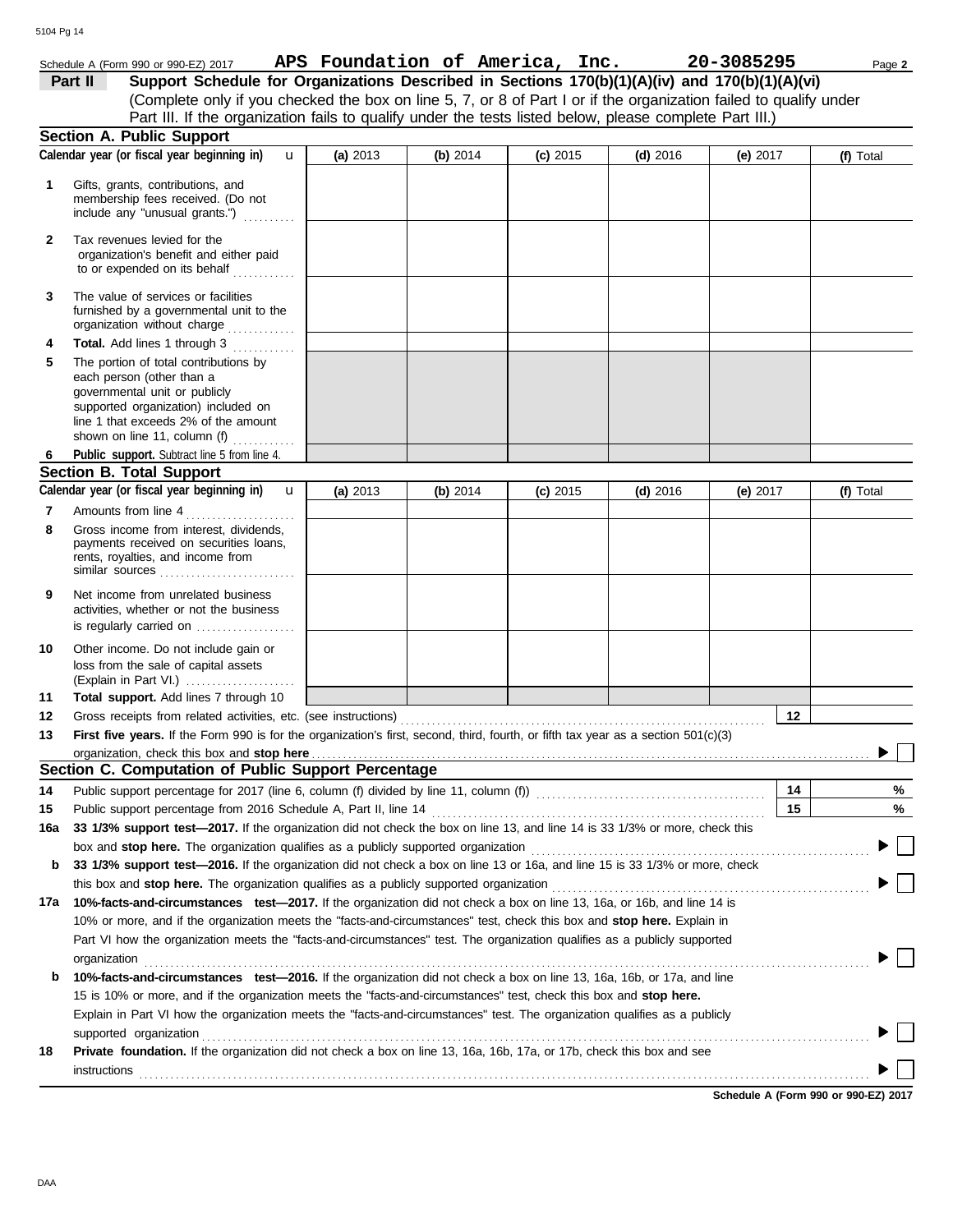Schedule A (Form 990 or 990-EZ) 2017 **APS Foundation of America, Inc.** **20-3085295** Page **2**

**Part II** **Support Schedule for Organizations Described in Sections 170(b)(1)(A)(iv) and 170(b)(1)(A)(vi)**
(Complete only if you checked the box on line 5, 7, or 8 of Part I or if the organization failed to qualify under Part III. If the organization fails to qualify under the tests listed below, please complete Part III.)

## Section A. Public Support

| Calendar year (or fiscal year beginning in) | (a) 2013 | (b) 2014 | (c) 2015 | (d) 2016 | (e) 2017 | (f) Total |
|---|---|---|---|---|---|---|
| 1 Gifts, grants, contributions, and membership fees received. (Do not include any "unusual grants.") | | | | | | |
| 2 Tax revenues levied for the organization's benefit and either paid to or expended on its behalf | | | | | | |
| 3 The value of services or facilities furnished by a governmental unit to the organization without charge | | | | | | |
| 4 **Total.** Add lines 1 through 3 | | | | | | |
| 5 The portion of total contributions by each person (other than a governmental unit or publicly supported organization) included on line 1 that exceeds 2% of the amount shown on line 11, column (f) | | | | | | |
| 6 **Public support.** Subtract line 5 from line 4. | | | | | | |

## Section B. Total Support

| Calendar year (or fiscal year beginning in) | (a) 2013 | (b) 2014 | (c) 2015 | (d) 2016 | (e) 2017 | (f) Total |
|---|---|---|---|---|---|---|
| 7 Amounts from line 4 | | | | | | |
| 8 Gross income from interest, dividends, payments received on securities loans, rents, royalties, and income from similar sources | | | | | | |
| 9 Net income from unrelated business activities, whether or not the business is regularly carried on | | | | | | |
| 10 Other income. Do not include gain or loss from the sale of capital assets (Explain in Part VI.) | | | | | | |
| 11 **Total support.** Add lines 7 through 10 | | | | | | |

12 Gross receipts from related activities, etc. (see instructions) **12**

13 **First five years.** If the Form 990 is for the organization's first, second, third, fourth, or fifth tax year as a section 501(c)(3) organization, check this box and **stop here** ▶ ☐

## Section C. Computation of Public Support Percentage

14 Public support percentage for 2017 (line 6, column (f) divided by line 11, column (f)) **14** %

15 Public support percentage from 2016 Schedule A, Part II, line 14 **15** %

16a **33 1/3% support test—2017.** If the organization did not check the box on line 13, and line 14 is 33 1/3% or more, check this box and **stop here.** The organization qualifies as a publicly supported organization ▶ ☐

b **33 1/3% support test—2016.** If the organization did not check a box on line 13 or 16a, and line 15 is 33 1/3% or more, check this box and **stop here.** The organization qualifies as a publicly supported organization ▶ ☐

17a **10%-facts-and-circumstances test—2017.** If the organization did not check a box on line 13, 16a, or 16b, and line 14 is 10% or more, and if the organization meets the "facts-and-circumstances" test, check this box and **stop here.** Explain in Part VI how the organization meets the "facts-and-circumstances" test. The organization qualifies as a publicly supported organization ▶ ☐

b **10%-facts-and-circumstances test—2016.** If the organization did not check a box on line 13, 16a, 16b, or 17a, and line 15 is 10% or more, and if the organization meets the "facts-and-circumstances" test, check this box and **stop here.** Explain in Part VI how the organization meets the "facts-and-circumstances" test. The organization qualifies as a publicly supported organization ▶ ☐

18 **Private foundation.** If the organization did not check a box on line 13, 16a, 16b, 17a, or 17b, check this box and see instructions ▶ ☐

**Schedule A (Form 990 or 990-EZ) 2017**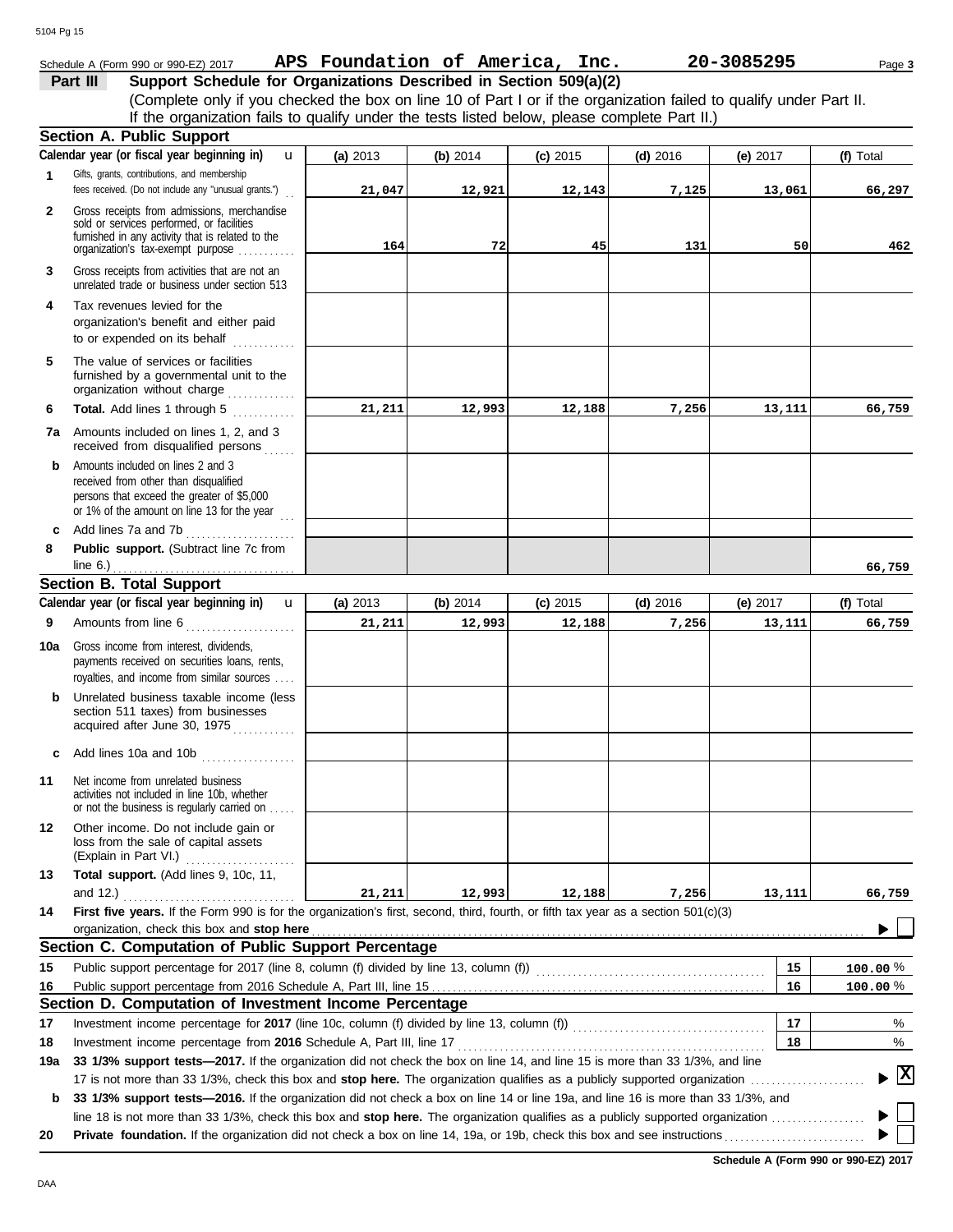Schedule A (Form 990 or 990-EZ) 2017 **APS Foundation of America, Inc.** **20-3085295** Page **3**

## Part III Support Schedule for Organizations Described in Section 509(a)(2)

(Complete only if you checked the box on line 10 of Part I or if the organization failed to qualify under Part II. If the organization fails to qualify under the tests listed below, please complete Part II.)

### Section A. Public Support

| Calendar year (or fiscal year beginning in) | (a) 2013 | (b) 2014 | (c) 2015 | (d) 2016 | (e) 2017 | (f) Total |
|---|---|---|---|---|---|---|
| **1** Gifts, grants, contributions, and membership fees received. (Do not include any "unusual grants.") | 21,047 | 12,921 | 12,143 | 7,125 | 13,061 | 66,297 |
| **2** Gross receipts from admissions, merchandise sold or services performed, or facilities furnished in any activity that is related to the organization's tax-exempt purpose | 164 | 72 | 45 | 131 | 50 | 462 |
| **3** Gross receipts from activities that are not an unrelated trade or business under section 513 | | | | | | |
| **4** Tax revenues levied for the organization's benefit and either paid to or expended on its behalf | | | | | | |
| **5** The value of services or facilities furnished by a governmental unit to the organization without charge | | | | | | |
| **6** **Total.** Add lines 1 through 5 | 21,211 | 12,993 | 12,188 | 7,256 | 13,111 | 66,759 |
| **7a** Amounts included on lines 1, 2, and 3 received from disqualified persons | | | | | | |
| **b** Amounts included on lines 2 and 3 received from other than disqualified persons that exceed the greater of $5,000 or 1% of the amount on line 13 for the year | | | | | | |
| **c** Add lines 7a and 7b | | | | | | |
| **8** **Public support.** (Subtract line 7c from line 6.) | | | | | | 66,759 |

### Section B. Total Support

| Calendar year (or fiscal year beginning in) | (a) 2013 | (b) 2014 | (c) 2015 | (d) 2016 | (e) 2017 | (f) Total |
|---|---|---|---|---|---|---|
| **9** Amounts from line 6 | 21,211 | 12,993 | 12,188 | 7,256 | 13,111 | 66,759 |
| **10a** Gross income from interest, dividends, payments received on securities loans, rents, royalties, and income from similar sources | | | | | | |
| **b** Unrelated business taxable income (less section 511 taxes) from businesses acquired after June 30, 1975 | | | | | | |
| **c** Add lines 10a and 10b | | | | | | |
| **11** Net income from unrelated business activities not included in line 10b, whether or not the business is regularly carried on | | | | | | |
| **12** Other income. Do not include gain or loss from the sale of capital assets (Explain in Part VI.) | | | | | | |
| **13** **Total support.** (Add lines 9, 10c, 11, and 12.) | 21,211 | 12,993 | 12,188 | 7,256 | 13,111 | 66,759 |

**14** **First five years.** If the Form 990 is for the organization's first, second, third, fourth, or fifth tax year as a section 501(c)(3) organization, check this box and **stop here** ☐

### Section C. Computation of Public Support Percentage

| | | | |
|---|---|---|---|
| **15** | Public support percentage for 2017 (line 8, column (f) divided by line 13, column (f)) | 15 | 100.00 % |
| **16** | Public support percentage from 2016 Schedule A, Part III, line 15 | 16 | 100.00 % |

### Section D. Computation of Investment Income Percentage

| | | | |
|---|---|---|---|
| **17** | Investment income percentage for **2017** (line 10c, column (f) divided by line 13, column (f)) | 17 | % |
| **18** | Investment income percentage from **2016** Schedule A, Part III, line 17 | 18 | % |

**19a** **33 1/3% support tests—2017.** If the organization did not check the box on line 14, and line 15 is more than 33 1/3%, and line 17 is not more than 33 1/3%, check this box and **stop here.** The organization qualifies as a publicly supported organization ☒

**b** **33 1/3% support tests—2016.** If the organization did not check a box on line 14 or line 19a, and line 16 is more than 33 1/3%, and line 18 is not more than 33 1/3%, check this box and **stop here.** The organization qualifies as a publicly supported organization ☐

**20** **Private foundation.** If the organization did not check a box on line 14, 19a, or 19b, check this box and see instructions ☐

**Schedule A (Form 990 or 990-EZ) 2017**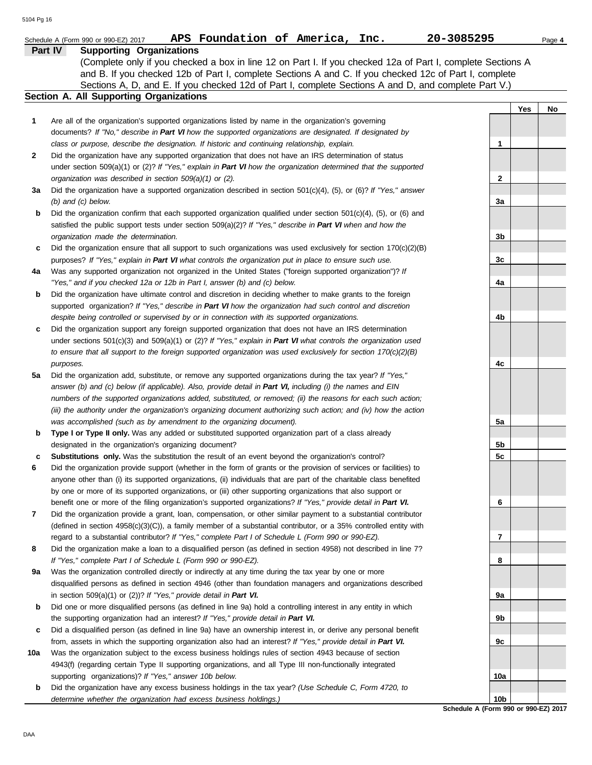Schedule A (Form 990 or 990-EZ) 2017 **APS Foundation of America, Inc.** **20-3085295**

## Part IV Supporting Organizations

(Complete only if you checked a box in line 12 on Part I. If you checked 12a of Part I, complete Sections A and B. If you checked 12b of Part I, complete Sections A and C. If you checked 12c of Part I, complete Sections A, D, and E. If you checked 12d of Part I, complete Sections A and D, and complete Part V.)

### Section A. All Supporting Organizations

| | | | Yes | No |
|---|---|---|---|---|
| 1 | Are all of the organization's supported organizations listed by name in the organization's governing documents? *If "No," describe in **Part VI** how the supported organizations are designated. If designated by class or purpose, describe the designation. If historic and continuing relationship, explain.* | 1 | | |
| 2 | Did the organization have any supported organization that does not have an IRS determination of status under section 509(a)(1) or (2)? *If "Yes," explain in **Part VI** how the organization determined that the supported organization was described in section 509(a)(1) or (2).* | 2 | | |
| 3a | Did the organization have a supported organization described in section 501(c)(4), (5), or (6)? *If "Yes," answer (b) and (c) below.* | 3a | | |
| b | Did the organization confirm that each supported organization qualified under section 501(c)(4), (5), or (6) and satisfied the public support tests under section 509(a)(2)? *If "Yes," describe in **Part VI** when and how the organization made the determination.* | 3b | | |
| c | Did the organization ensure that all support to such organizations was used exclusively for section 170(c)(2)(B) purposes? *If "Yes," explain in **Part VI** what controls the organization put in place to ensure such use.* | 3c | | |
| 4a | Was any supported organization not organized in the United States ("foreign supported organization")? *If "Yes," and if you checked 12a or 12b in Part I, answer (b) and (c) below.* | 4a | | |
| b | Did the organization have ultimate control and discretion in deciding whether to make grants to the foreign supported organization? *If "Yes," describe in **Part VI** how the organization had such control and discretion despite being controlled or supervised by or in connection with its supported organizations.* | 4b | | |
| c | Did the organization support any foreign supported organization that does not have an IRS determination under sections 501(c)(3) and 509(a)(1) or (2)? *If "Yes," explain in **Part VI** what controls the organization used to ensure that all support to the foreign supported organization was used exclusively for section 170(c)(2)(B) purposes.* | 4c | | |
| 5a | Did the organization add, substitute, or remove any supported organizations during the tax year? *If "Yes," answer (b) and (c) below (if applicable). Also, provide detail in **Part VI,** including (i) the names and EIN numbers of the supported organizations added, substituted, or removed; (ii) the reasons for each such action; (iii) the authority under the organization's organizing document authorizing such action; and (iv) how the action was accomplished (such as by amendment to the organizing document).* | 5a | | |
| b | **Type I or Type II only.** Was any added or substituted supported organization part of a class already designated in the organization's organizing document? | 5b | | |
| c | **Substitutions only.** Was the substitution the result of an event beyond the organization's control? | 5c | | |
| 6 | Did the organization provide support (whether in the form of grants or the provision of services or facilities) to anyone other than (i) its supported organizations, (ii) individuals that are part of the charitable class benefited by one or more of its supported organizations, or (iii) other supporting organizations that also support or benefit one or more of the filing organization's supported organizations? *If "Yes," provide detail in **Part VI.*** | 6 | | |
| 7 | Did the organization provide a grant, loan, compensation, or other similar payment to a substantial contributor (defined in section 4958(c)(3)(C)), a family member of a substantial contributor, or a 35% controlled entity with regard to a substantial contributor? *If "Yes," complete Part I of Schedule L (Form 990 or 990-EZ).* | 7 | | |
| 8 | Did the organization make a loan to a disqualified person (as defined in section 4958) not described in line 7? *If "Yes," complete Part I of Schedule L (Form 990 or 990-EZ).* | 8 | | |
| 9a | Was the organization controlled directly or indirectly at any time during the tax year by one or more disqualified persons as defined in section 4946 (other than foundation managers and organizations described in section 509(a)(1) or (2))? *If "Yes," provide detail in **Part VI.*** | 9a | | |
| b | Did one or more disqualified persons (as defined in line 9a) hold a controlling interest in any entity in which the supporting organization had an interest? *If "Yes," provide detail in **Part VI.*** | 9b | | |
| c | Did a disqualified person (as defined in line 9a) have an ownership interest in, or derive any personal benefit from, assets in which the supporting organization also had an interest? *If "Yes," provide detail in **Part VI.*** | 9c | | |
| 10a | Was the organization subject to the excess business holdings rules of section 4943 because of section 4943(f) (regarding certain Type II supporting organizations, and all Type III non-functionally integrated supporting organizations)? *If "Yes," answer 10b below.* | 10a | | |
| b | Did the organization have any excess business holdings in the tax year? *(Use Schedule C, Form 4720, to determine whether the organization had excess business holdings.)* | 10b | | |

**Schedule A (Form 990 or 990-EZ) 2017**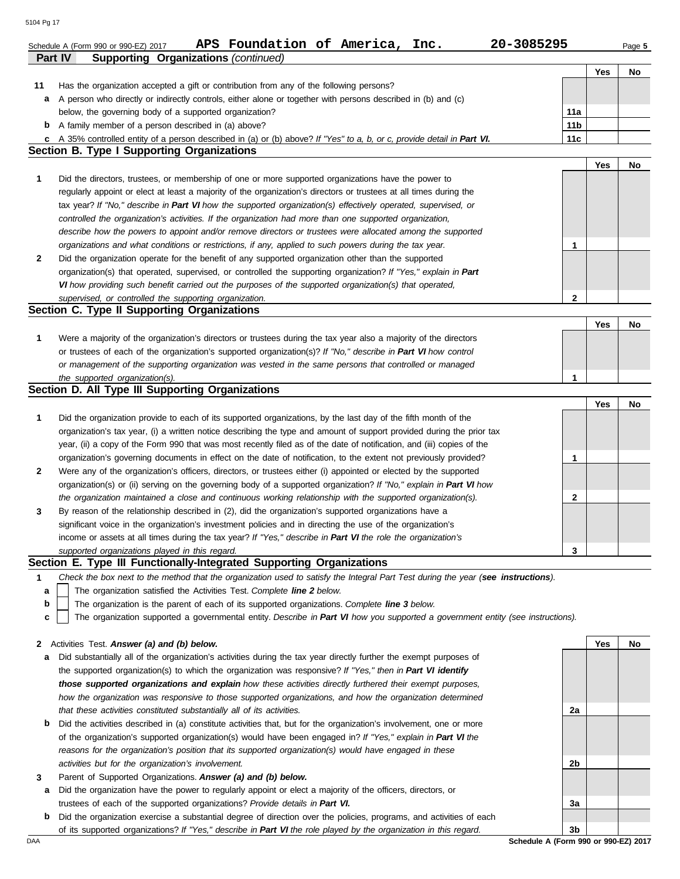Schedule A (Form 990 or 990-EZ) 2017 **APS Foundation of America, Inc.** **20-3085295** Page **5**

## Part IV Supporting Organizations *(continued)*

| | | | Yes | No |
|---|---|---|---|---|
| **11** | Has the organization accepted a gift or contribution from any of the following persons? | | | |
| **a** | A person who directly or indirectly controls, either alone or together with persons described in (b) and (c) below, the governing body of a supported organization? | **11a** | | |
| **b** | A family member of a person described in (a) above? | **11b** | | |
| **c** | A 35% controlled entity of a person described in (a) or (b) above? *If "Yes" to a, b, or c, provide detail in* ***Part VI.*** | **11c** | | |

### Section B. Type I Supporting Organizations

| | | | Yes | No |
|---|---|---|---|---|
| **1** | Did the directors, trustees, or membership of one or more supported organizations have the power to regularly appoint or elect at least a majority of the organization's directors or trustees at all times during the tax year? *If "No," describe in* ***Part VI*** *how the supported organization(s) effectively operated, supervised, or controlled the organization's activities. If the organization had more than one supported organization, describe how the powers to appoint and/or remove directors or trustees were allocated among the supported organizations and what conditions or restrictions, if any, applied to such powers during the tax year.* | **1** | | |
| **2** | Did the organization operate for the benefit of any supported organization other than the supported organization(s) that operated, supervised, or controlled the supporting organization? *If "Yes," explain in* ***Part VI*** *how providing such benefit carried out the purposes of the supported organization(s) that operated, supervised, or controlled the supporting organization.* | **2** | | |

### Section C. Type II Supporting Organizations

| | | | Yes | No |
|---|---|---|---|---|
| **1** | Were a majority of the organization's directors or trustees during the tax year also a majority of the directors or trustees of each of the organization's supported organization(s)? *If "No," describe in* ***Part VI*** *how control or management of the supporting organization was vested in the same persons that controlled or managed the supported organization(s).* | **1** | | |

### Section D. All Type III Supporting Organizations

| | | | Yes | No |
|---|---|---|---|---|
| **1** | Did the organization provide to each of its supported organizations, by the last day of the fifth month of the organization's tax year, (i) a written notice describing the type and amount of support provided during the prior tax year, (ii) a copy of the Form 990 that was most recently filed as of the date of notification, and (iii) copies of the organization's governing documents in effect on the date of notification, to the extent not previously provided? | **1** | | |
| **2** | Were any of the organization's officers, directors, or trustees either (i) appointed or elected by the supported organization(s) or (ii) serving on the governing body of a supported organization? *If "No," explain in* ***Part VI*** *how the organization maintained a close and continuous working relationship with the supported organization(s).* | **2** | | |
| **3** | By reason of the relationship described in (2), did the organization's supported organizations have a significant voice in the organization's investment policies and in directing the use of the organization's income or assets at all times during the tax year? *If "Yes," describe in* ***Part VI*** *the role the organization's supported organizations played in this regard.* | **3** | | |

### Section E. Type III Functionally-Integrated Supporting Organizations

**1** *Check the box next to the method that the organization used to satisfy the Integral Part Test during the year (****see instructions****).*

- **a** ☐ The organization satisfied the Activities Test. *Complete* ***line 2*** *below.*
- **b** ☐ The organization is the parent of each of its supported organizations. *Complete* ***line 3*** *below.*
- **c** ☐ The organization supported a governmental entity. *Describe in* ***Part VI*** *how you supported a government entity (see instructions).*

| | | | Yes | No |
|---|---|---|---|---|
| **2** | Activities Test. ***Answer (a) and (b) below.*** | | | |
| **a** | Did substantially all of the organization's activities during the tax year directly further the exempt purposes of the supported organization(s) to which the organization was responsive? *If "Yes," then in* ***Part VI identify those supported organizations and explain*** *how these activities directly furthered their exempt purposes, how the organization was responsive to those supported organizations, and how the organization determined that these activities constituted substantially all of its activities.* | **2a** | | |
| **b** | Did the activities described in (a) constitute activities that, but for the organization's involvement, one or more of the organization's supported organization(s) would have been engaged in? *If "Yes," explain in* ***Part VI*** *the reasons for the organization's position that its supported organization(s) would have engaged in these activities but for the organization's involvement.* | **2b** | | |
| **3** | Parent of Supported Organizations. ***Answer (a) and (b) below.*** | | | |
| **a** | Did the organization have the power to regularly appoint or elect a majority of the officers, directors, or trustees of each of the supported organizations? *Provide details in* ***Part VI.*** | **3a** | | |
| **b** | Did the organization exercise a substantial degree of direction over the policies, programs, and activities of each of its supported organizations? *If "Yes," describe in* ***Part VI*** *the role played by the organization in this regard.* | **3b** | | |

DAA **Schedule A (Form 990 or 990-EZ) 2017**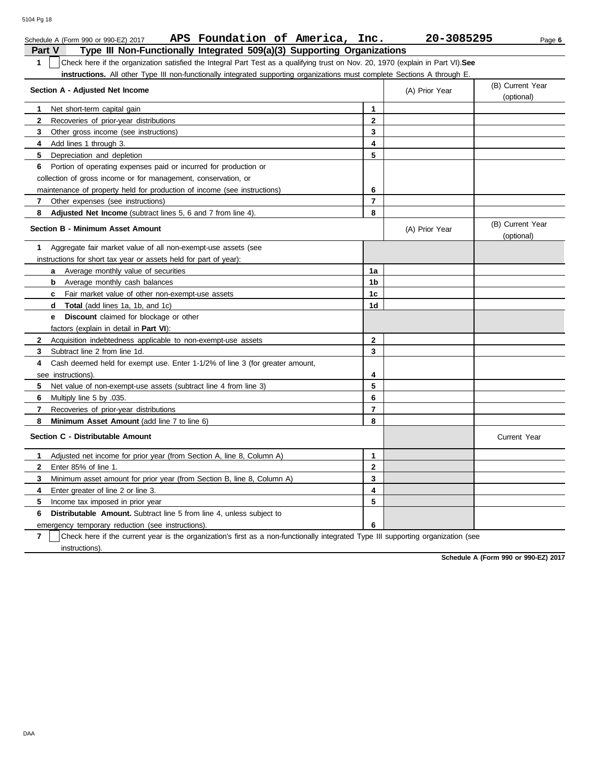Schedule A (Form 990 or 990-EZ) 2017 **APS Foundation of America, Inc.** **20-3085295** Page **6**

## Part V Type III Non-Functionally Integrated 509(a)(3) Supporting Organizations

**1** ☐ Check here if the organization satisfied the Integral Part Test as a qualifying trust on Nov. 20, 1970 (explain in Part VI). **See instructions.** All other Type III non-functionally integrated supporting organizations must complete Sections A through E.

| Section A - Adjusted Net Income | | (A) Prior Year | (B) Current Year (optional) |
|---|---|---|---|
| **1** Net short-term capital gain | **1** | | |
| **2** Recoveries of prior-year distributions | **2** | | |
| **3** Other gross income (see instructions) | **3** | | |
| **4** Add lines 1 through 3. | **4** | | |
| **5** Depreciation and depletion | **5** | | |
| **6** Portion of operating expenses paid or incurred for production or collection of gross income or for management, conservation, or maintenance of property held for production of income (see instructions) | **6** | | |
| **7** Other expenses (see instructions) | **7** | | |
| **8** **Adjusted Net Income** (subtract lines 5, 6 and 7 from line 4). | **8** | | |

| Section B - Minimum Asset Amount | | (A) Prior Year | (B) Current Year (optional) |
|---|---|---|---|
| **1** Aggregate fair market value of all non-exempt-use assets (see instructions for short tax year or assets held for part of year): | | | |
| **a** Average monthly value of securities | **1a** | | |
| **b** Average monthly cash balances | **1b** | | |
| **c** Fair market value of other non-exempt-use assets | **1c** | | |
| **d** **Total** (add lines 1a, 1b, and 1c) | **1d** | | |
| **e** **Discount** claimed for blockage or other factors (explain in detail in **Part VI**): | | | |
| **2** Acquisition indebtedness applicable to non-exempt-use assets | **2** | | |
| **3** Subtract line 2 from line 1d. | **3** | | |
| **4** Cash deemed held for exempt use. Enter 1-1/2% of line 3 (for greater amount, see instructions). | **4** | | |
| **5** Net value of non-exempt-use assets (subtract line 4 from line 3) | **5** | | |
| **6** Multiply line 5 by .035. | **6** | | |
| **7** Recoveries of prior-year distributions | **7** | | |
| **8** **Minimum Asset Amount** (add line 7 to line 6) | **8** | | |

| Section C - Distributable Amount | | | Current Year |
|---|---|---|---|
| **1** Adjusted net income for prior year (from Section A, line 8, Column A) | **1** | | |
| **2** Enter 85% of line 1. | **2** | | |
| **3** Minimum asset amount for prior year (from Section B, line 8, Column A) | **3** | | |
| **4** Enter greater of line 2 or line 3. | **4** | | |
| **5** Income tax imposed in prior year | **5** | | |
| **6** **Distributable Amount.** Subtract line 5 from line 4, unless subject to emergency temporary reduction (see instructions). | **6** | | |

**7** ☐ Check here if the current year is the organization's first as a non-functionally integrated Type III supporting organization (see instructions).

**Schedule A (Form 990 or 990-EZ) 2017**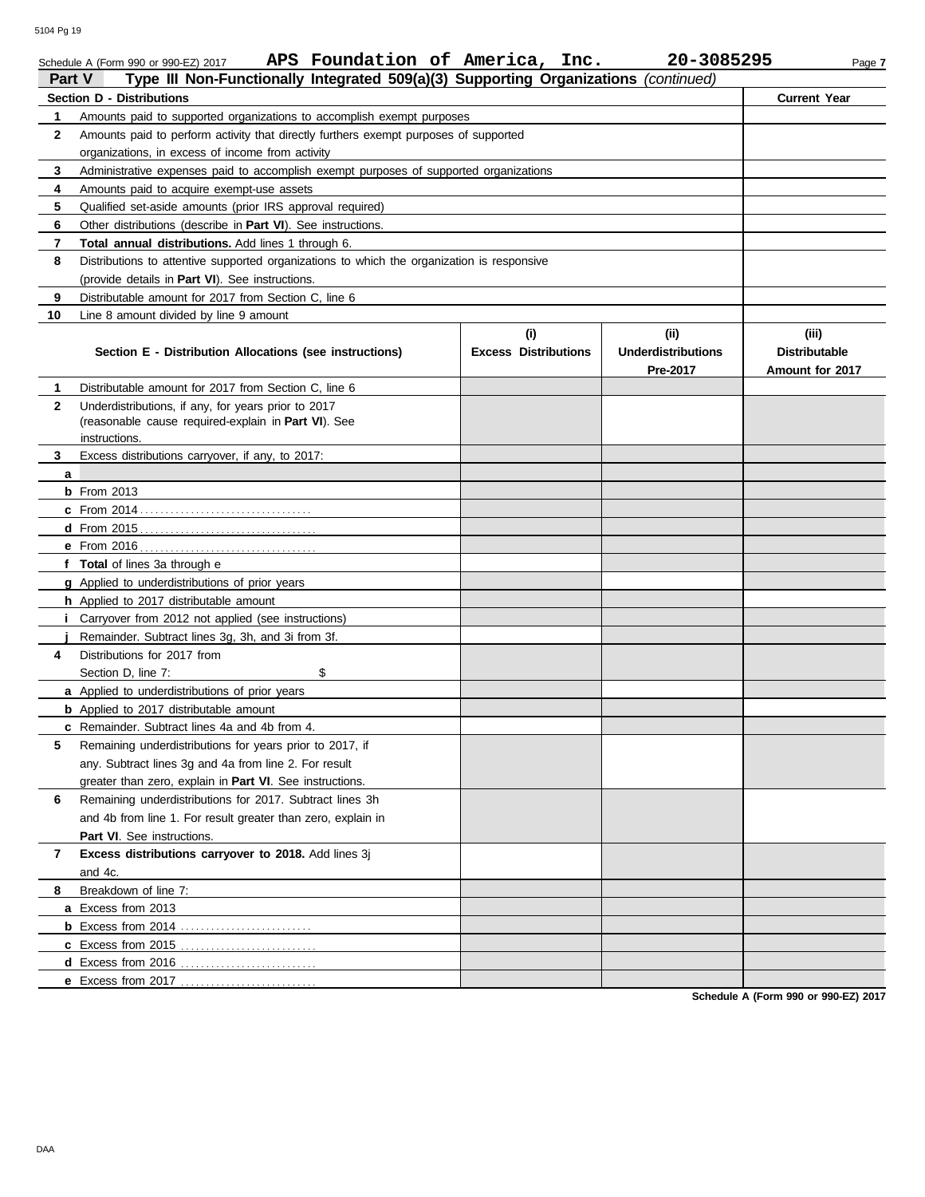Schedule A (Form 990 or 990-EZ) 2017 **APS Foundation of America, Inc.** **20-3085295** Page **7**

## Part V Type III Non-Functionally Integrated 509(a)(3) Supporting Organizations *(continued)*

| Section D - Distributions | | Current Year |
|---|---|---|
| **1** | Amounts paid to supported organizations to accomplish exempt purposes | |
| **2** | Amounts paid to perform activity that directly furthers exempt purposes of supported organizations, in excess of income from activity | |
| **3** | Administrative expenses paid to accomplish exempt purposes of supported organizations | |
| **4** | Amounts paid to acquire exempt-use assets | |
| **5** | Qualified set-aside amounts (prior IRS approval required) | |
| **6** | Other distributions (describe in **Part VI**). See instructions. | |
| **7** | **Total annual distributions.** Add lines 1 through 6. | |
| **8** | Distributions to attentive supported organizations to which the organization is responsive (provide details in **Part VI**). See instructions. | |
| **9** | Distributable amount for 2017 from Section C, line 6 | |
| **10** | Line 8 amount divided by line 9 amount | |

| Section E - Distribution Allocations (see instructions) | (i) Excess Distributions | (ii) Underdistributions Pre-2017 | (iii) Distributable Amount for 2017 |
|---|---|---|---|
| **1** Distributable amount for 2017 from Section C, line 6 | | | |
| **2** Underdistributions, if any, for years prior to 2017 (reasonable cause required-explain in **Part VI**). See instructions. | | | |
| **3** Excess distributions carryover, if any, to 2017: | | | |
| **a** | | | |
| **b** From 2013 | | | |
| **c** From 2014 | | | |
| **d** From 2015 | | | |
| **e** From 2016 | | | |
| **f Total** of lines 3a through e | | | |
| **g** Applied to underdistributions of prior years | | | |
| **h** Applied to 2017 distributable amount | | | |
| **i** Carryover from 2012 not applied (see instructions) | | | |
| **j** Remainder. Subtract lines 3g, 3h, and 3i from 3f. | | | |
| **4** Distributions for 2017 from Section D, line 7: $ | | | |
| **a** Applied to underdistributions of prior years | | | |
| **b** Applied to 2017 distributable amount | | | |
| **c** Remainder. Subtract lines 4a and 4b from 4. | | | |
| **5** Remaining underdistributions for years prior to 2017, if any. Subtract lines 3g and 4a from line 2. For result greater than zero, explain in **Part VI**. See instructions. | | | |
| **6** Remaining underdistributions for 2017. Subtract lines 3h and 4b from line 1. For result greater than zero, explain in **Part VI**. See instructions. | | | |
| **7 Excess distributions carryover to 2018.** Add lines 3j and 4c. | | | |
| **8** Breakdown of line 7: | | | |
| **a** Excess from 2013 | | | |
| **b** Excess from 2014 | | | |
| **c** Excess from 2015 | | | |
| **d** Excess from 2016 | | | |
| **e** Excess from 2017 | | | |

**Schedule A (Form 990 or 990-EZ) 2017**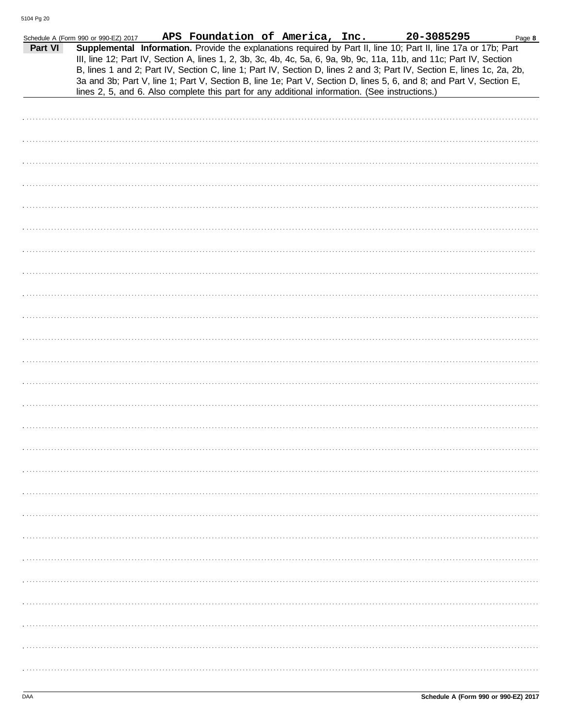Schedule A (Form 990 or 990-EZ) 2017 **APS Foundation of America, Inc.** **20-3085295** Page **8**

## Part VI Supplemental Information.

Provide the explanations required by Part II, line 10; Part II, line 17a or 17b; Part III, line 12; Part IV, Section A, lines 1, 2, 3b, 3c, 4b, 4c, 5a, 6, 9a, 9b, 9c, 11a, 11b, and 11c; Part IV, Section B, lines 1 and 2; Part IV, Section C, line 1; Part IV, Section D, lines 2 and 3; Part IV, Section E, lines 1c, 2a, 2b, 3a and 3b; Part V, line 1; Part V, Section B, line 1e; Part V, Section D, lines 5, 6, and 8; and Part V, Section E, lines 2, 5, and 6. Also complete this part for any additional information. (See instructions.)

DAA **Schedule A (Form 990 or 990-EZ) 2017**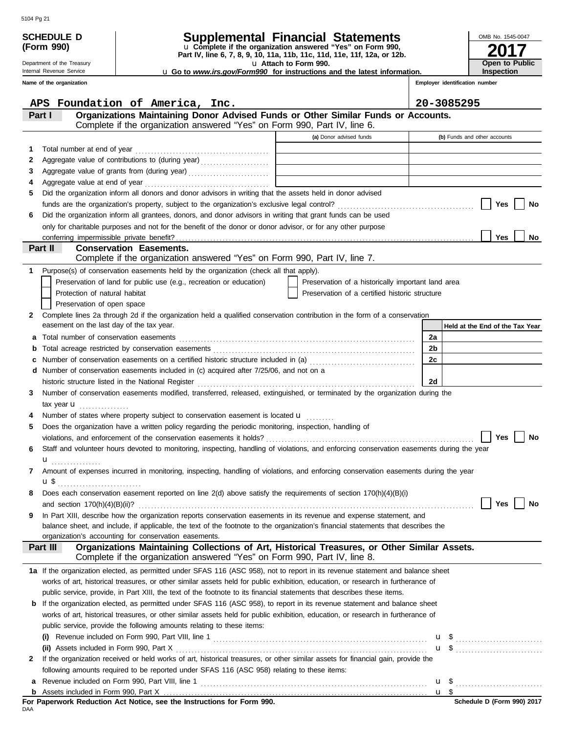**SCHEDULE D (Form 990)**

Department of the Treasury
Internal Revenue Service

# Supplemental Financial Statements

u Complete if the organization answered "Yes" on Form 990, Part IV, line 6, 7, 8, 9, 10, 11a, 11b, 11c, 11d, 11e, 11f, 12a, or 12b.
u Attach to Form 990.
u Go to *www.irs.gov/Form990* for instructions and the latest information.

OMB No. 1545-0047

**2017**

**Open to Public Inspection**

| Name of the organization | Employer identification number |
|---|---|
| APS Foundation of America, Inc. | 20-3085295 |

## Part I — Organizations Maintaining Donor Advised Funds or Other Similar Funds or Accounts.
Complete if the organization answered "Yes" on Form 990, Part IV, line 6.

| | | (a) Donor advised funds | (b) Funds and other accounts |
|---|---|---|---|
| 1 | Total number at end of year | | |
| 2 | Aggregate value of contributions to (during year) | | |
| 3 | Aggregate value of grants from (during year) | | |
| 4 | Aggregate value at end of year | | |

5 Did the organization inform all donors and donor advisors in writing that the assets held in donor advised funds are the organization's property, subject to the organization's exclusive legal control? ☐ Yes ☐ No

6 Did the organization inform all grantees, donors, and donor advisors in writing that grant funds can be used only for charitable purposes and not for the benefit of the donor or donor advisor, or for any other purpose conferring impermissible private benefit? ☐ Yes ☐ No

## Part II — Conservation Easements.
Complete if the organization answered "Yes" on Form 990, Part IV, line 7.

1 Purpose(s) of conservation easements held by the organization (check all that apply).

☐ Preservation of land for public use (e.g., recreation or education)
☐ Protection of natural habitat
☐ Preservation of open space
☐ Preservation of a historically important land area
☐ Preservation of a certified historic structure

2 Complete lines 2a through 2d if the organization held a qualified conservation contribution in the form of a conservation easement on the last day of the tax year.

| | | | Held at the End of the Tax Year |
|---|---|---|---|
| a | Total number of conservation easements | 2a | |
| b | Total acreage restricted by conservation easements | 2b | |
| c | Number of conservation easements on a certified historic structure included in (a) | 2c | |
| d | Number of conservation easements included in (c) acquired after 7/25/06, and not on a historic structure listed in the National Register | 2d | |

3 Number of conservation easements modified, transferred, released, extinguished, or terminated by the organization during the tax year u

4 Number of states where property subject to conservation easement is located u

5 Does the organization have a written policy regarding the periodic monitoring, inspection, handling of violations, and enforcement of the conservation easements it holds? ☐ Yes ☐ No

6 Staff and volunteer hours devoted to monitoring, inspecting, handling of violations, and enforcing conservation easements during the year u

7 Amount of expenses incurred in monitoring, inspecting, handling of violations, and enforcing conservation easements during the year u $

8 Does each conservation easement reported on line 2(d) above satisfy the requirements of section 170(h)(4)(B)(i) and section 170(h)(4)(B)(ii)? ☐ Yes ☐ No

9 In Part XIII, describe how the organization reports conservation easements in its revenue and expense statement, and balance sheet, and include, if applicable, the text of the footnote to the organization's financial statements that describes the organization's accounting for conservation easements.

## Part III — Organizations Maintaining Collections of Art, Historical Treasures, or Other Similar Assets.
Complete if the organization answered "Yes" on Form 990, Part IV, line 8.

1a If the organization elected, as permitted under SFAS 116 (ASC 958), not to report in its revenue statement and balance sheet works of art, historical treasures, or other similar assets held for public exhibition, education, or research in furtherance of public service, provide, in Part XIII, the text of the footnote to its financial statements that describes these items.

b If the organization elected, as permitted under SFAS 116 (ASC 958), to report in its revenue statement and balance sheet works of art, historical treasures, or other similar assets held for public exhibition, education, or research in furtherance of public service, provide the following amounts relating to these items:

(i) Revenue included on Form 990, Part VIII, line 1 u $

(ii) Assets included in Form 990, Part X u $

2 If the organization received or held works of art, historical treasures, or other similar assets for financial gain, provide the following amounts required to be reported under SFAS 116 (ASC 958) relating to these items:

a Revenue included on Form 990, Part VIII, line 1 u $

b Assets included in Form 990, Part X u $

**For Paperwork Reduction Act Notice, see the Instructions for Form 990.** DAA **Schedule D (Form 990) 2017**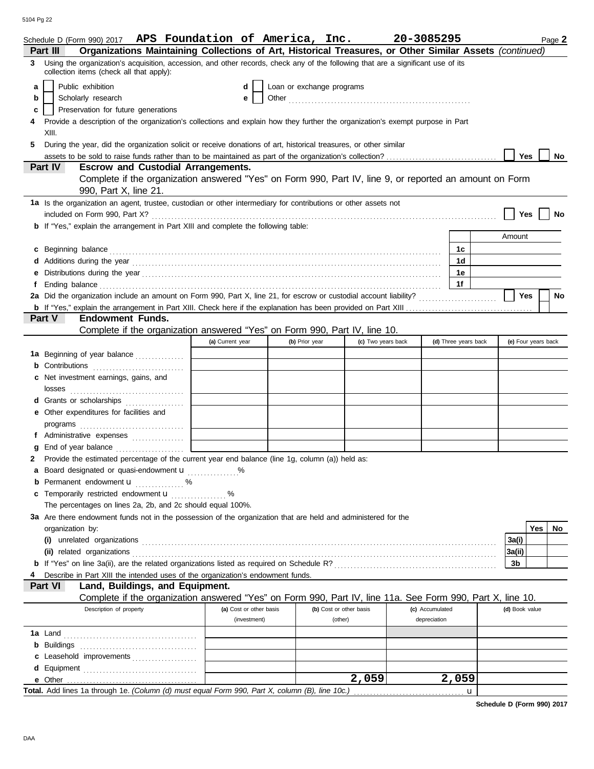Schedule D (Form 990) 2017 **APS Foundation of America, Inc.** **20-3085295** Page **2**

## Part III Organizations Maintaining Collections of Art, Historical Treasures, or Other Similar Assets *(continued)*

**3** Using the organization's acquisition, accession, and other records, check any of the following that are a significant use of its collection items (check all that apply):

- **a** ☐ Public exhibition
- **b** ☐ Scholarly research
- **c** ☐ Preservation for future generations
- **d** ☐ Loan or exchange programs
- **e** ☐ Other ..........

**4** Provide a description of the organization's collections and explain how they further the organization's exempt purpose in Part XIII.

**5** During the year, did the organization solicit or receive donations of art, historical treasures, or other similar assets to be sold to raise funds rather than to be maintained as part of the organization's collection? ☐ Yes ☐ No

## Part IV Escrow and Custodial Arrangements.

Complete if the organization answered "Yes" on Form 990, Part IV, line 9, or reported an amount on Form 990, Part X, line 21.

**1a** Is the organization an agent, trustee, custodian or other intermediary for contributions or other assets not included on Form 990, Part X? ☐ Yes ☐ No

**b** If "Yes," explain the arrangement in Part XIII and complete the following table:

| | | Amount |
|---|---|---|
| **c** Beginning balance | 1c | |
| **d** Additions during the year | 1d | |
| **e** Distributions during the year | 1e | |
| **f** Ending balance | 1f | |

**2a** Did the organization include an amount on Form 990, Part X, line 21, for escrow or custodial account liability? ☐ Yes ☐ No

**b** If "Yes," explain the arrangement in Part XIII. Check here if the explanation has been provided on Part XIII ☐

## Part V Endowment Funds.

Complete if the organization answered "Yes" on Form 990, Part IV, line 10.

| | (a) Current year | (b) Prior year | (c) Two years back | (d) Three years back | (e) Four years back |
|---|---|---|---|---|---|
| **1a** Beginning of year balance | | | | | |
| **b** Contributions | | | | | |
| **c** Net investment earnings, gains, and losses | | | | | |
| **d** Grants or scholarships | | | | | |
| **e** Other expenditures for facilities and programs | | | | | |
| **f** Administrative expenses | | | | | |
| **g** End of year balance | | | | | |

**2** Provide the estimated percentage of the current year end balance (line 1g, column (a)) held as:

- **a** Board designated or quasi-endowment u ........ %
- **b** Permanent endowment u ........ %
- **c** Temporarily restricted endowment u ........ %

The percentages on lines 2a, 2b, and 2c should equal 100%.

**3a** Are there endowment funds not in the possession of the organization that are held and administered for the organization by:

| | | Yes | No |
|---|---|---|---|
| **(i)** unrelated organizations | 3a(i) | | |
| **(ii)** related organizations | 3a(ii) | | |
| **b** If "Yes" on line 3a(ii), are the related organizations listed as required on Schedule R? | 3b | | |

**4** Describe in Part XIII the intended uses of the organization's endowment funds.

## Part VI Land, Buildings, and Equipment.

Complete if the organization answered "Yes" on Form 990, Part IV, line 11a. See Form 990, Part X, line 10.

| Description of property | (a) Cost or other basis (investment) | (b) Cost or other basis (other) | (c) Accumulated depreciation | (d) Book value |
|---|---|---|---|---|
| **1a** Land | | | | |
| **b** Buildings | | | | |
| **c** Leasehold improvements | | | | |
| **d** Equipment | | | | |
| **e** Other | | 2,059 | 2,059 | |

**Total.** Add lines 1a through 1e. *(Column (d) must equal Form 990, Part X, column (B), line 10c.)* u

**Schedule D (Form 990) 2017**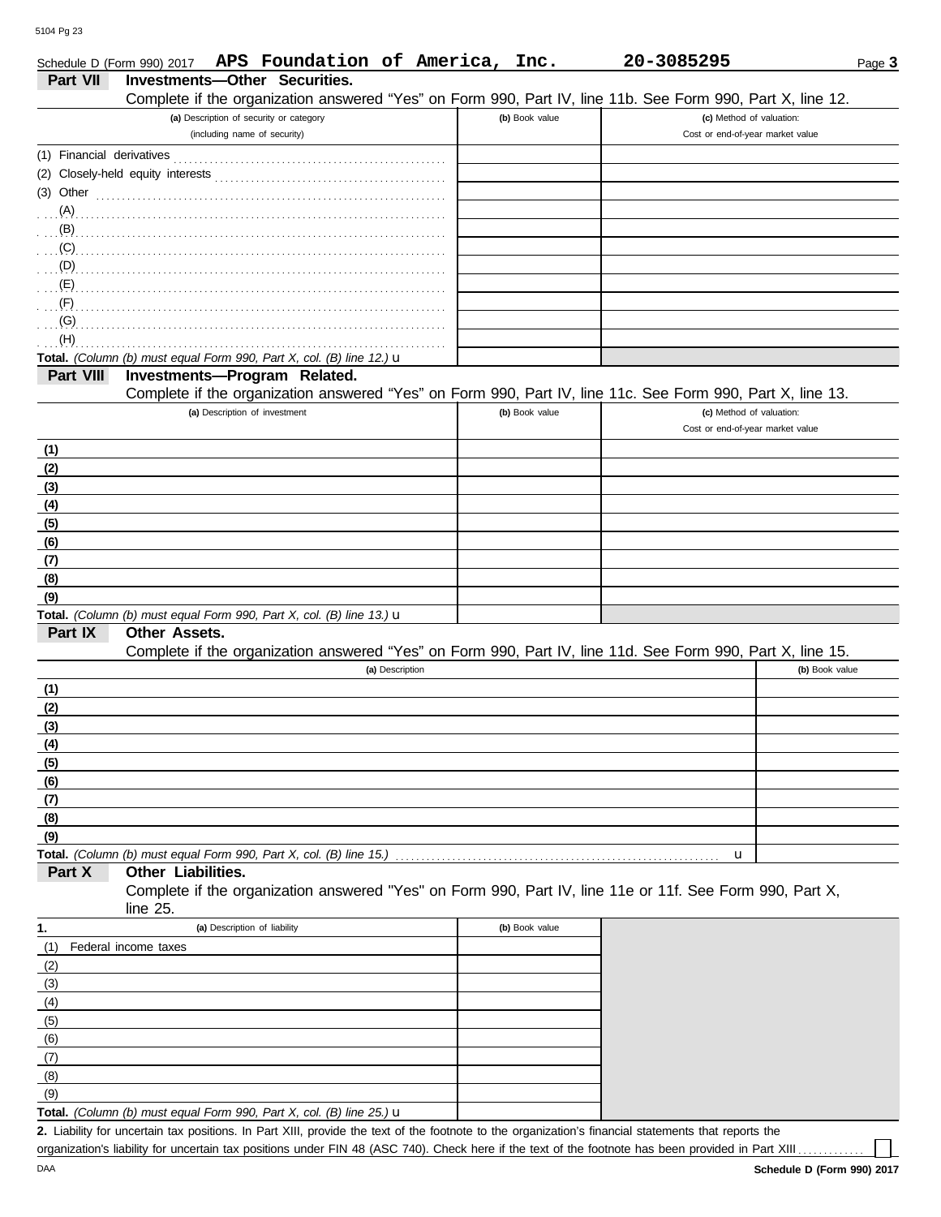Schedule D (Form 990) 2017 **APS Foundation of America, Inc.** **20-3085295** Page **3**

## Part VII Investments—Other Securities.

Complete if the organization answered "Yes" on Form 990, Part IV, line 11b. See Form 990, Part X, line 12.

| (a) Description of security or category (including name of security) | (b) Book value | (c) Method of valuation: Cost or end-of-year market value |
|---|---|---|
| (1) Financial derivatives | | |
| (2) Closely-held equity interests | | |
| (3) Other | | |
| (A) | | |
| (B) | | |
| (C) | | |
| (D) | | |
| (E) | | |
| (F) | | |
| (G) | | |
| (H) | | |
| **Total.** *(Column (b) must equal Form 990, Part X, col. (B) line 12.)* u | | |

## Part VIII Investments—Program Related.

Complete if the organization answered "Yes" on Form 990, Part IV, line 11c. See Form 990, Part X, line 13.

| (a) Description of investment | (b) Book value | (c) Method of valuation: Cost or end-of-year market value |
|---|---|---|
| (1) | | |
| (2) | | |
| (3) | | |
| (4) | | |
| (5) | | |
| (6) | | |
| (7) | | |
| (8) | | |
| (9) | | |
| **Total.** *(Column (b) must equal Form 990, Part X, col. (B) line 13.)* u | | |

## Part IX Other Assets.

Complete if the organization answered "Yes" on Form 990, Part IV, line 11d. See Form 990, Part X, line 15.

| (a) Description | (b) Book value |
|---|---|
| (1) | |
| (2) | |
| (3) | |
| (4) | |
| (5) | |
| (6) | |
| (7) | |
| (8) | |
| (9) | |
| **Total.** *(Column (b) must equal Form 990, Part X, col. (B) line 15.)* u | |

## Part X Other Liabilities.

Complete if the organization answered "Yes" on Form 990, Part IV, line 11e or 11f. See Form 990, Part X, line 25.

| 1. (a) Description of liability | (b) Book value |
|---|---|
| (1) Federal income taxes | |
| (2) | |
| (3) | |
| (4) | |
| (5) | |
| (6) | |
| (7) | |
| (8) | |
| (9) | |
| **Total.** *(Column (b) must equal Form 990, Part X, col. (B) line 25.)* u | |

**2.** Liability for uncertain tax positions. In Part XIII, provide the text of the footnote to the organization's financial statements that reports the organization's liability for uncertain tax positions under FIN 48 (ASC 740). Check here if the text of the footnote has been provided in Part XIII ☐

DAA **Schedule D (Form 990) 2017**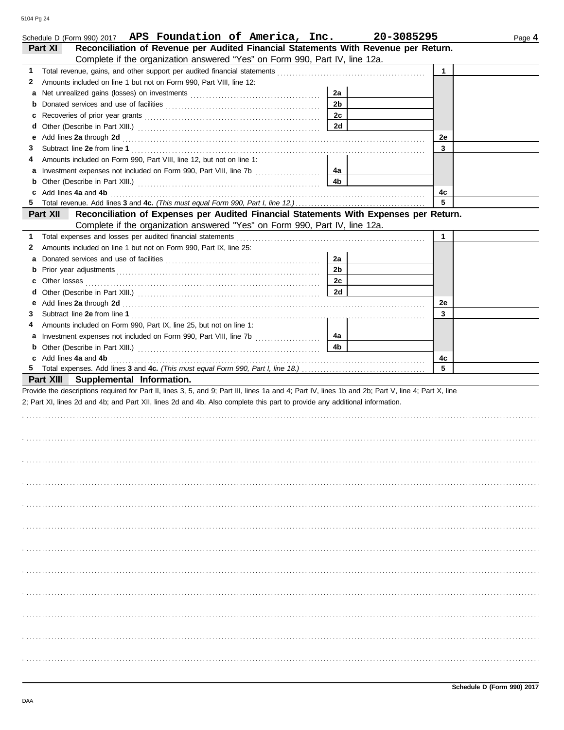Schedule D (Form 990) 2017 **APS Foundation of America, Inc.** **20-3085295** Page **4**

## Part XI Reconciliation of Revenue per Audited Financial Statements With Revenue per Return.

Complete if the organization answered "Yes" on Form 990, Part IV, line 12a.

| | | | | | |
|---|---|---|---|---|---|
| **1** | Total revenue, gains, and other support per audited financial statements | | | **1** | |
| **2** | Amounts included on line 1 but not on Form 990, Part VIII, line 12: | | | | |
| **a** | Net unrealized gains (losses) on investments | **2a** | | | |
| **b** | Donated services and use of facilities | **2b** | | | |
| **c** | Recoveries of prior year grants | **2c** | | | |
| **d** | Other (Describe in Part XIII.) | **2d** | | | |
| **e** | Add lines **2a** through **2d** | | | **2e** | |
| **3** | Subtract line **2e** from line **1** | | | **3** | |
| **4** | Amounts included on Form 990, Part VIII, line 12, but not on line 1: | | | | |
| **a** | Investment expenses not included on Form 990, Part VIII, line 7b | **4a** | | | |
| **b** | Other (Describe in Part XIII.) | **4b** | | | |
| **c** | Add lines **4a** and **4b** | | | **4c** | |
| **5** | Total revenue. Add lines **3** and **4c.** *(This must equal Form 990, Part I, line 12.)* | | | **5** | |

## Part XII Reconciliation of Expenses per Audited Financial Statements With Expenses per Return.

Complete if the organization answered "Yes" on Form 990, Part IV, line 12a.

| | | | | | |
|---|---|---|---|---|---|
| **1** | Total expenses and losses per audited financial statements | | | **1** | |
| **2** | Amounts included on line 1 but not on Form 990, Part IX, line 25: | | | | |
| **a** | Donated services and use of facilities | **2a** | | | |
| **b** | Prior year adjustments | **2b** | | | |
| **c** | Other losses | **2c** | | | |
| **d** | Other (Describe in Part XIII.) | **2d** | | | |
| **e** | Add lines **2a** through **2d** | | | **2e** | |
| **3** | Subtract line **2e** from line **1** | | | **3** | |
| **4** | Amounts included on Form 990, Part IX, line 25, but not on line 1: | | | | |
| **a** | Investment expenses not included on Form 990, Part VIII, line 7b | **4a** | | | |
| **b** | Other (Describe in Part XIII.) | **4b** | | | |
| **c** | Add lines **4a** and **4b** | | | **4c** | |
| **5** | Total expenses. Add lines **3** and **4c.** *(This must equal Form 990, Part I, line 18.)* | | | **5** | |

## Part XIII Supplemental Information.

Provide the descriptions required for Part II, lines 3, 5, and 9; Part III, lines 1a and 4; Part IV, lines 1b and 2b; Part V, line 4; Part X, line 2; Part XI, lines 2d and 4b; and Part XII, lines 2d and 4b. Also complete this part to provide any additional information.

**Schedule D (Form 990) 2017**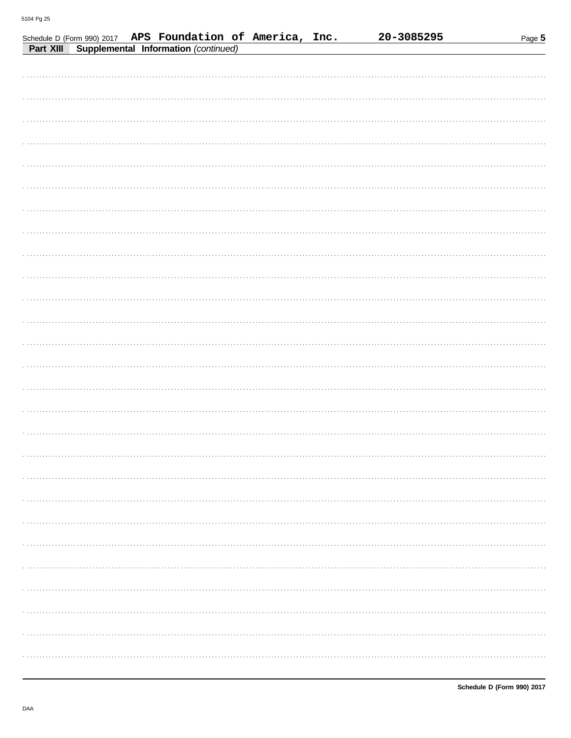Schedule D (Form 990) 2017 APS Foundation of America, Inc. 20-3085295

**Part XIII Supplemental Information** *(continued)*

Schedule D (Form 990) 2017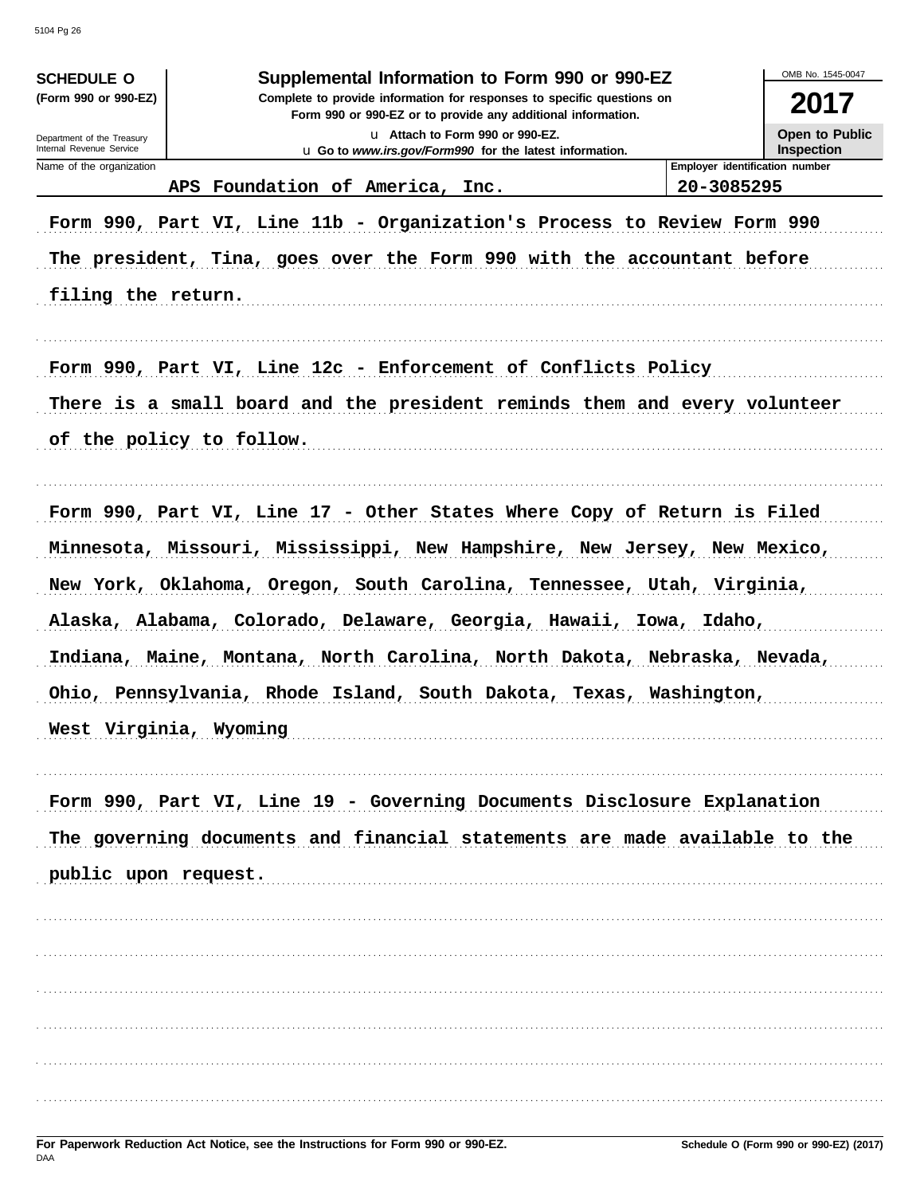**SCHEDULE O**
**(Form 990 or 990-EZ)**

Department of the Treasury
Internal Revenue Service

# Supplemental Information to Form 990 or 990-EZ

**Complete to provide information for responses to specific questions on Form 990 or 990-EZ or to provide any additional information.**

u Attach to Form 990 or 990-EZ.
u Go to *www.irs.gov/Form990* for the latest information.

OMB No. 1545-0047
**2017**
**Open to Public Inspection**

| Name of the organization | Employer identification number |
|---|---|
| APS Foundation of America, Inc. | 20-3085295 |

Form 990, Part VI, Line 11b - Organization's Process to Review Form 990

The president, Tina, goes over the Form 990 with the accountant before filing the return.

Form 990, Part VI, Line 12c - Enforcement of Conflicts Policy

There is a small board and the president reminds them and every volunteer of the policy to follow.

Form 990, Part VI, Line 17 - Other States Where Copy of Return is Filed

Minnesota, Missouri, Mississippi, New Hampshire, New Jersey, New Mexico, New York, Oklahoma, Oregon, South Carolina, Tennessee, Utah, Virginia, Alaska, Alabama, Colorado, Delaware, Georgia, Hawaii, Iowa, Idaho, Indiana, Maine, Montana, North Carolina, North Dakota, Nebraska, Nevada, Ohio, Pennsylvania, Rhode Island, South Dakota, Texas, Washington, West Virginia, Wyoming

Form 990, Part VI, Line 19 - Governing Documents Disclosure Explanation

The governing documents and financial statements are made available to the public upon request.

**For Paperwork Reduction Act Notice, see the Instructions for Form 990 or 990-EZ.**
DAA
**Schedule O (Form 990 or 990-EZ) (2017)**